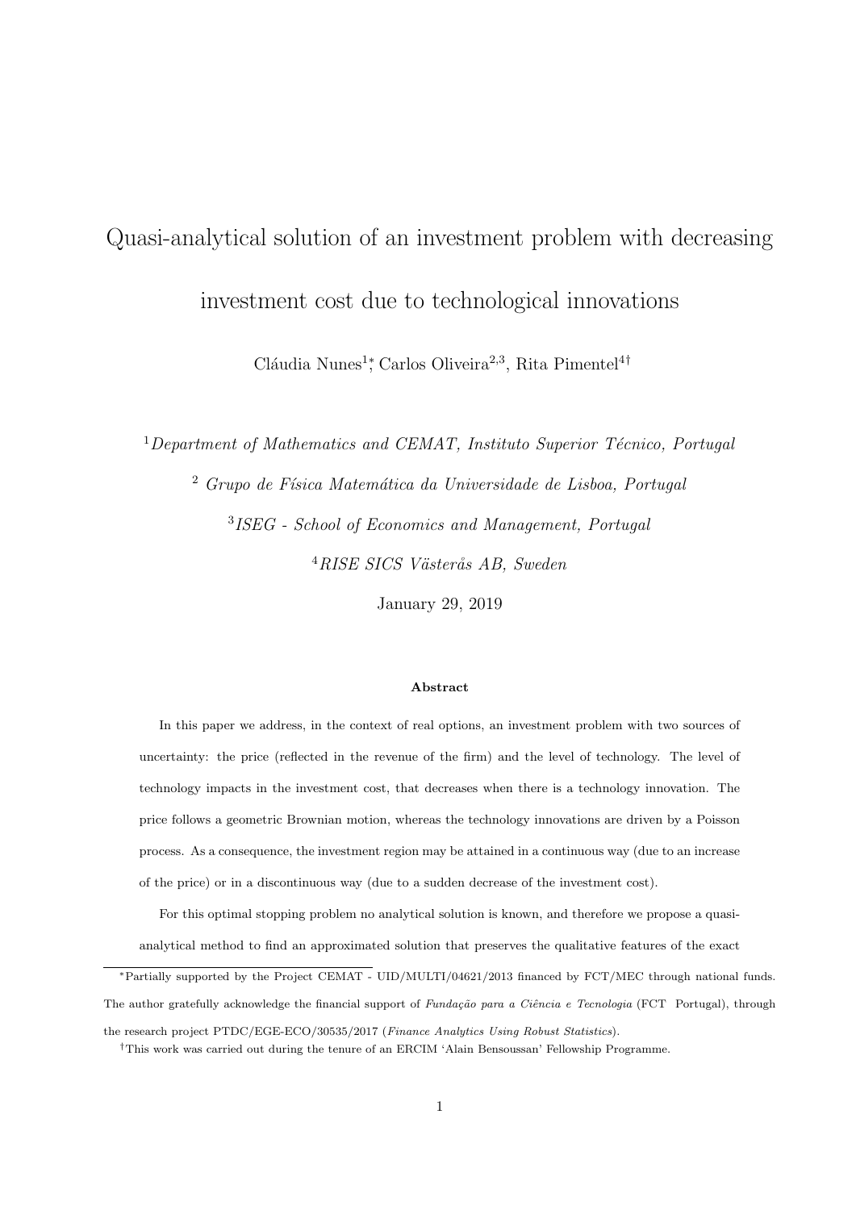# Quasi-analytical solution of an investment problem with decreasing investment cost due to technological innovations

Cláudia Nunes[1]*, Carlos Oliveira[2,3], Rita Pimentel[4]†

[1] *Department of Mathematics and CEMAT, Instituto Superior Técnico, Portugal*

[2] *Grupo de Física Matemática da Universidade de Lisboa, Portugal*

[3] *ISEG - School of Economics and Management, Portugal*

[4] *RISE SICS Västerås AB, Sweden*

January 29, 2019

**Abstract**

In this paper we address, in the context of real options, an investment problem with two sources of uncertainty: the price (reflected in the revenue of the firm) and the level of technology. The level of technology impacts in the investment cost, that decreases when there is a technology innovation. The price follows a geometric Brownian motion, whereas the technology innovations are driven by a Poisson process. As a consequence, the investment region may be attained in a continuous way (due to an increase of the price) or in a discontinuous way (due to a sudden decrease of the investment cost).

For this optimal stopping problem no analytical solution is known, and therefore we propose a quasi-analytical method to find an approximated solution that preserves the qualitative features of the exact

---

*Partially supported by the Project CEMAT - UID/MULTI/04621/2013 financed by FCT/MEC through national funds. The author gratefully acknowledge the financial support of *Fundação para a Ciência e Tecnologia* (FCT Portugal), through the research project PTDC/EGE-ECO/30535/2017 (*Finance Analytics Using Robust Statistics*).

†This work was carried out during the tenure of an ERCIM 'Alain Bensoussan' Fellowship Programme.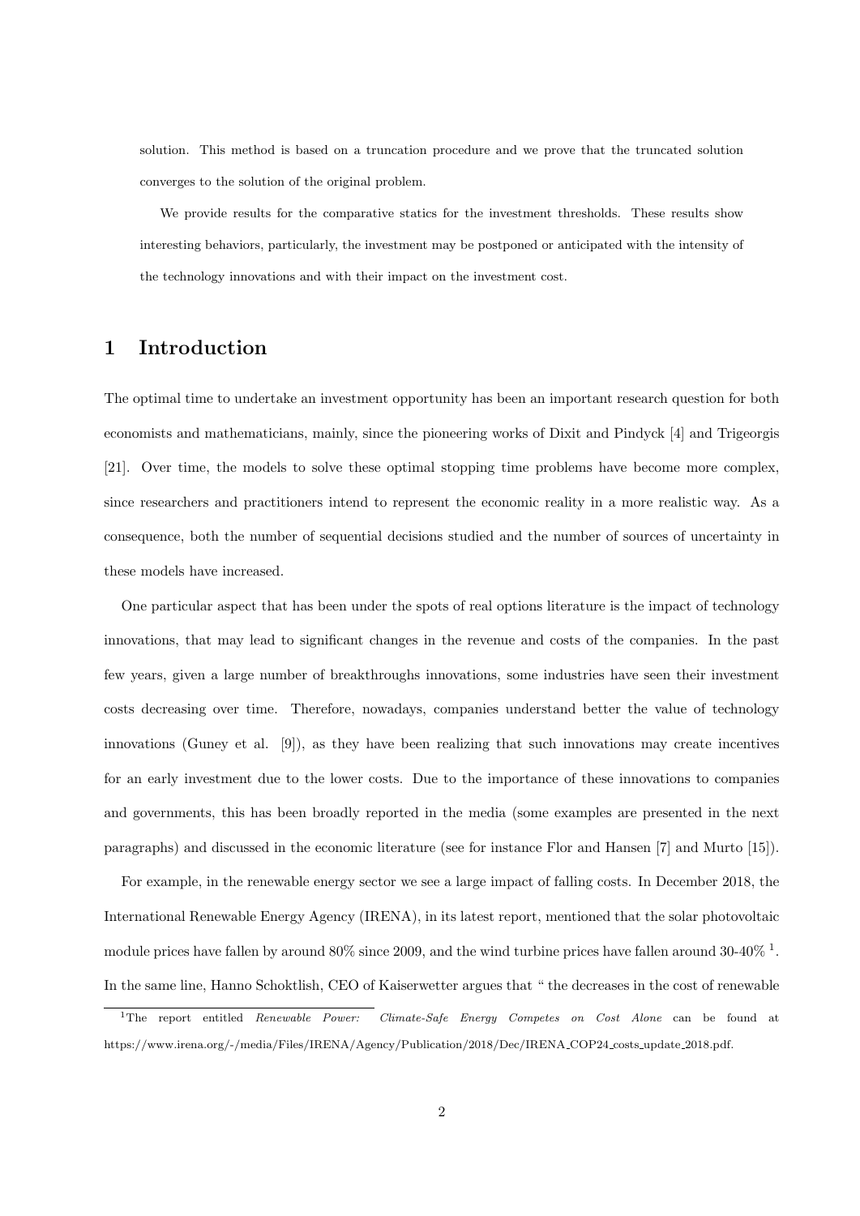solution. This method is based on a truncation procedure and we prove that the truncated solution converges to the solution of the original problem.

We provide results for the comparative statics for the investment thresholds. These results show interesting behaviors, particularly, the investment may be postponed or anticipated with the intensity of the technology innovations and with their impact on the investment cost.

# 1 Introduction

The optimal time to undertake an investment opportunity has been an important research question for both economists and mathematicians, mainly, since the pioneering works of Dixit and Pindyck [4] and Trigeorgis [21]. Over time, the models to solve these optimal stopping time problems have become more complex, since researchers and practitioners intend to represent the economic reality in a more realistic way. As a consequence, both the number of sequential decisions studied and the number of sources of uncertainty in these models have increased.

One particular aspect that has been under the spots of real options literature is the impact of technology innovations, that may lead to significant changes in the revenue and costs of the companies. In the past few years, given a large number of breakthroughs innovations, some industries have seen their investment costs decreasing over time. Therefore, nowadays, companies understand better the value of technology innovations (Guney et al. [9]), as they have been realizing that such innovations may create incentives for an early investment due to the lower costs. Due to the importance of these innovations to companies and governments, this has been broadly reported in the media (some examples are presented in the next paragraphs) and discussed in the economic literature (see for instance Flor and Hansen [7] and Murto [15]).

For example, in the renewable energy sector we see a large impact of falling costs. In December 2018, the International Renewable Energy Agency (IRENA), in its latest report, mentioned that the solar photovoltaic module prices have fallen by around 80% since 2009, and the wind turbine prices have fallen around 30-40% [1]. In the same line, Hanno Schoktlish, CEO of Kaiserwetter argues that " the decreases in the cost of renewable

[1] The report entitled *Renewable Power: Climate-Safe Energy Competes on Cost Alone* can be found at https://www.irena.org/-/media/Files/IRENA/Agency/Publication/2018/Dec/IRENA_COP24_costs_update_2018.pdf.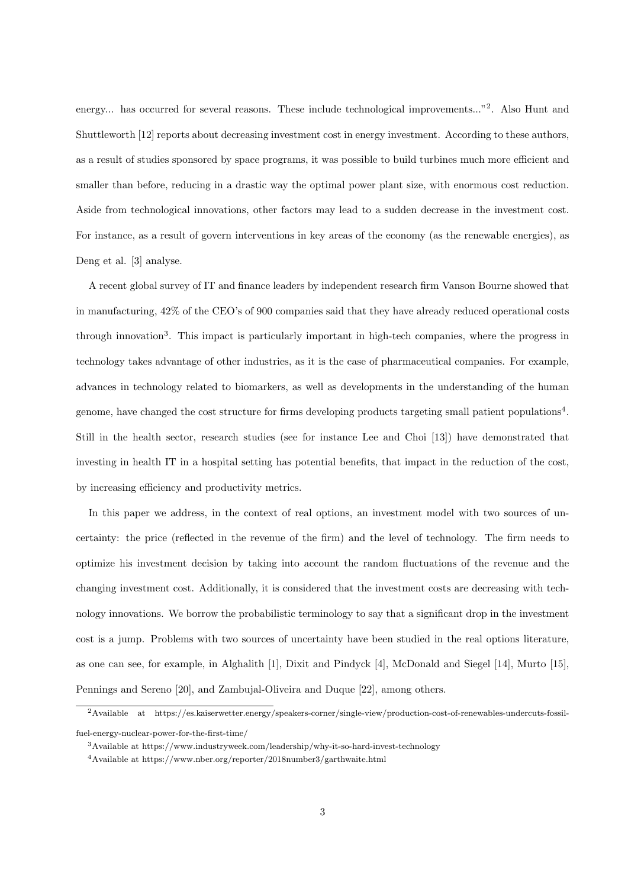energy... has occurred for several reasons. These include technological improvements..."[2]. Also Hunt and Shuttleworth [12] reports about decreasing investment cost in energy investment. According to these authors, as a result of studies sponsored by space programs, it was possible to build turbines much more efficient and smaller than before, reducing in a drastic way the optimal power plant size, with enormous cost reduction. Aside from technological innovations, other factors may lead to a sudden decrease in the investment cost. For instance, as a result of govern interventions in key areas of the economy (as the renewable energies), as Deng et al. [3] analyse.

A recent global survey of IT and finance leaders by independent research firm Vanson Bourne showed that in manufacturing, 42% of the CEO's of 900 companies said that they have already reduced operational costs through innovation[3]. This impact is particularly important in high-tech companies, where the progress in technology takes advantage of other industries, as it is the case of pharmaceutical companies. For example, advances in technology related to biomarkers, as well as developments in the understanding of the human genome, have changed the cost structure for firms developing products targeting small patient populations[4]. Still in the health sector, research studies (see for instance Lee and Choi [13]) have demonstrated that investing in health IT in a hospital setting has potential benefits, that impact in the reduction of the cost, by increasing efficiency and productivity metrics.

In this paper we address, in the context of real options, an investment model with two sources of uncertainty: the price (reflected in the revenue of the firm) and the level of technology. The firm needs to optimize his investment decision by taking into account the random fluctuations of the revenue and the changing investment cost. Additionally, it is considered that the investment costs are decreasing with technology innovations. We borrow the probabilistic terminology to say that a significant drop in the investment cost is a jump. Problems with two sources of uncertainty have been studied in the real options literature, as one can see, for example, in Alghalith [1], Dixit and Pindyck [4], McDonald and Siegel [14], Murto [15], Pennings and Sereno [20], and Zambujal-Oliveira and Duque [22], among others.

[2] Available at https://es.kaiserwetter.energy/speakers-corner/single-view/production-cost-of-renewables-undercuts-fossil-fuel-energy-nuclear-power-for-the-first-time/

[3] Available at https://www.industryweek.com/leadership/why-it-so-hard-invest-technology

[4] Available at https://www.nber.org/reporter/2018number3/garthwaite.html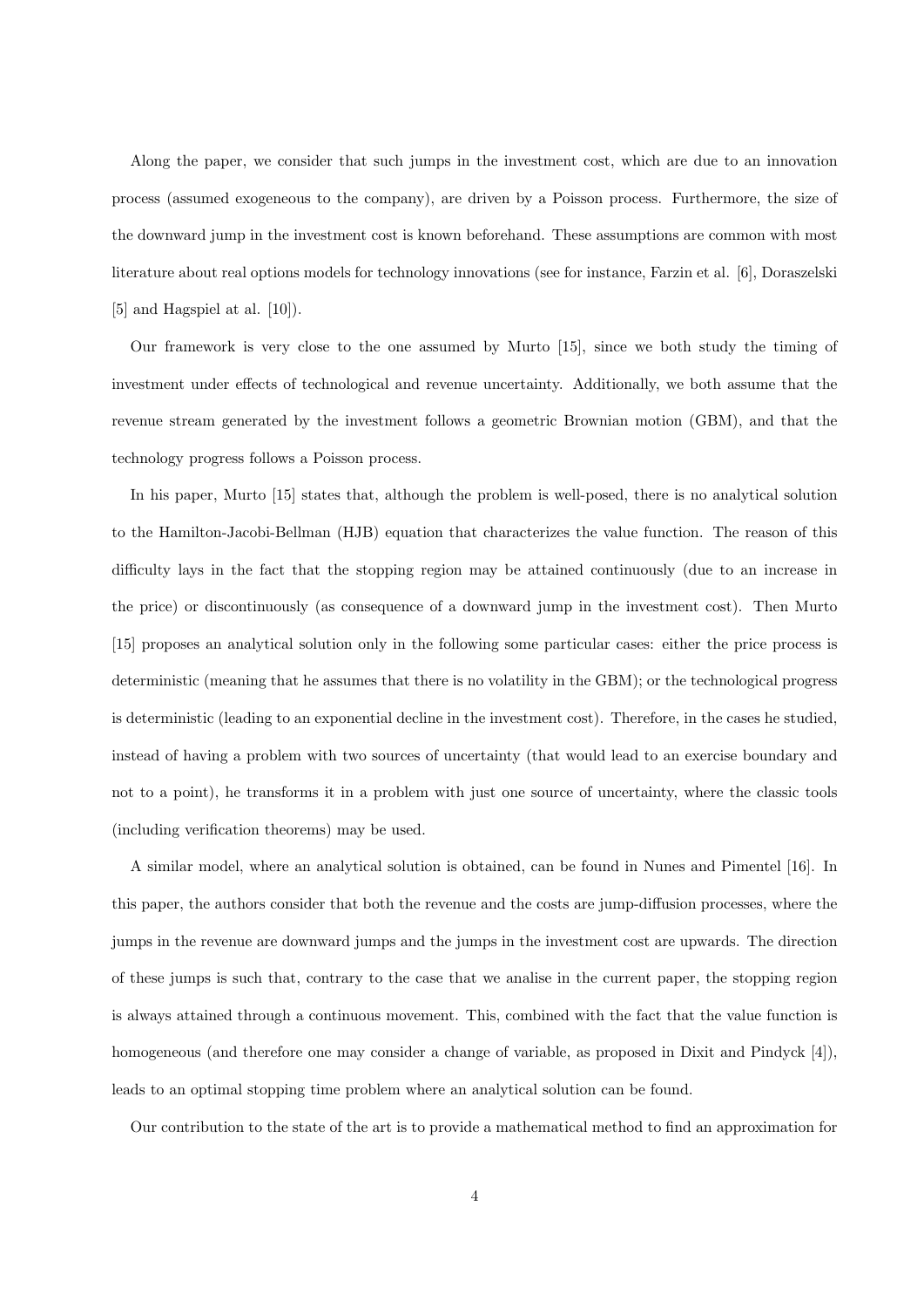Along the paper, we consider that such jumps in the investment cost, which are due to an innovation process (assumed exogeneous to the company), are driven by a Poisson process. Furthermore, the size of the downward jump in the investment cost is known beforehand. These assumptions are common with most literature about real options models for technology innovations (see for instance, Farzin et al. [6], Doraszelski [5] and Hagspiel at al. [10]).

Our framework is very close to the one assumed by Murto [15], since we both study the timing of investment under effects of technological and revenue uncertainty. Additionally, we both assume that the revenue stream generated by the investment follows a geometric Brownian motion (GBM), and that the technology progress follows a Poisson process.

In his paper, Murto [15] states that, although the problem is well-posed, there is no analytical solution to the Hamilton-Jacobi-Bellman (HJB) equation that characterizes the value function. The reason of this difficulty lays in the fact that the stopping region may be attained continuously (due to an increase in the price) or discontinuously (as consequence of a downward jump in the investment cost). Then Murto [15] proposes an analytical solution only in the following some particular cases: either the price process is deterministic (meaning that he assumes that there is no volatility in the GBM); or the technological progress is deterministic (leading to an exponential decline in the investment cost). Therefore, in the cases he studied, instead of having a problem with two sources of uncertainty (that would lead to an exercise boundary and not to a point), he transforms it in a problem with just one source of uncertainty, where the classic tools (including verification theorems) may be used.

A similar model, where an analytical solution is obtained, can be found in Nunes and Pimentel [16]. In this paper, the authors consider that both the revenue and the costs are jump-diffusion processes, where the jumps in the revenue are downward jumps and the jumps in the investment cost are upwards. The direction of these jumps is such that, contrary to the case that we analise in the current paper, the stopping region is always attained through a continuous movement. This, combined with the fact that the value function is homogeneous (and therefore one may consider a change of variable, as proposed in Dixit and Pindyck [4]), leads to an optimal stopping time problem where an analytical solution can be found.

Our contribution to the state of the art is to provide a mathematical method to find an approximation for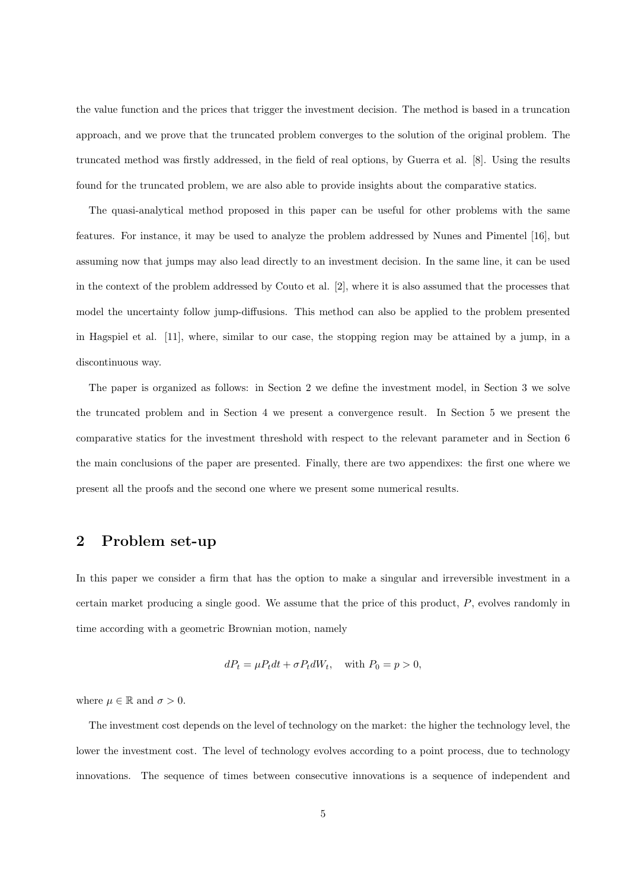the value function and the prices that trigger the investment decision. The method is based in a truncation approach, and we prove that the truncated problem converges to the solution of the original problem. The truncated method was firstly addressed, in the field of real options, by Guerra et al. [8]. Using the results found for the truncated problem, we are also able to provide insights about the comparative statics.

The quasi-analytical method proposed in this paper can be useful for other problems with the same features. For instance, it may be used to analyze the problem addressed by Nunes and Pimentel [16], but assuming now that jumps may also lead directly to an investment decision. In the same line, it can be used in the context of the problem addressed by Couto et al. [2], where it is also assumed that the processes that model the uncertainty follow jump-diffusions. This method can also be applied to the problem presented in Hagspiel et al. [11], where, similar to our case, the stopping region may be attained by a jump, in a discontinuous way.

The paper is organized as follows: in Section 2 we define the investment model, in Section 3 we solve the truncated problem and in Section 4 we present a convergence result. In Section 5 we present the comparative statics for the investment threshold with respect to the relevant parameter and in Section 6 the main conclusions of the paper are presented. Finally, there are two appendixes: the first one where we present all the proofs and the second one where we present some numerical results.

## 2 Problem set-up

In this paper we consider a firm that has the option to make a singular and irreversible investment in a certain market producing a single good. We assume that the price of this product, $P$, evolves randomly in time according with a geometric Brownian motion, namely

$$dP_t = \mu P_t dt + \sigma P_t dW_t, \quad \text{with } P_0 = p > 0,$$

where $\mu \in \mathbb{R}$ and $\sigma > 0$.

The investment cost depends on the level of technology on the market: the higher the technology level, the lower the investment cost. The level of technology evolves according to a point process, due to technology innovations. The sequence of times between consecutive innovations is a sequence of independent and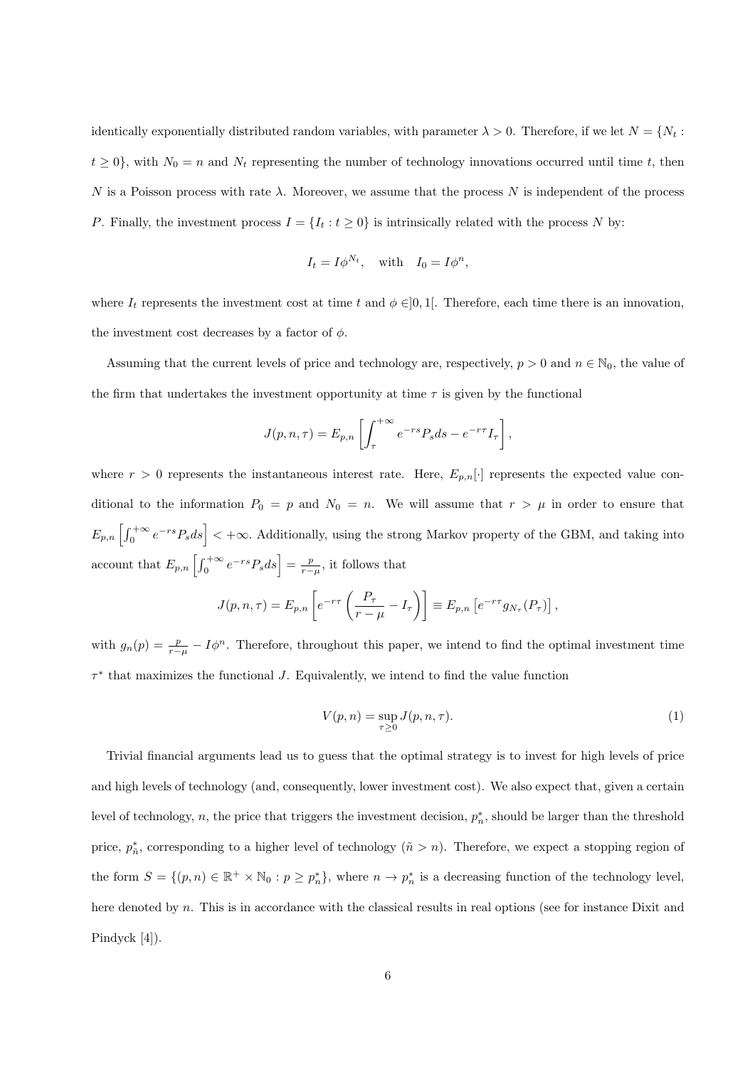identically exponentially distributed random variables, with parameter $\lambda > 0$. Therefore, if we let $N = \{N_t : t \geq 0\}$, with $N_0 = n$ and $N_t$ representing the number of technology innovations occurred until time $t$, then $N$ is a Poisson process with rate $\lambda$. Moreover, we assume that the process $N$ is independent of the process $P$. Finally, the investment process $I = \{I_t : t \geq 0\}$ is intrinsically related with the process $N$ by:

$$I_t = I\phi^{N_t}, \quad \text{with} \quad I_0 = I\phi^n,$$

where $I_t$ represents the investment cost at time $t$ and $\phi \in ]0, 1[$. Therefore, each time there is an innovation, the investment cost decreases by a factor of $\phi$.

Assuming that the current levels of price and technology are, respectively, $p > 0$ and $n \in \mathbb{N}_0$, the value of the firm that undertakes the investment opportunity at time $\tau$ is given by the functional

$$J(p, n, \tau) = E_{p,n}\left[\int_{\tau}^{+\infty} e^{-rs} P_s ds - e^{-r\tau} I_\tau\right],$$

where $r > 0$ represents the instantaneous interest rate. Here, $E_{p,n}[\cdot]$ represents the expected value conditional to the information $P_0 = p$ and $N_0 = n$. We will assume that $r > \mu$ in order to ensure that $E_{p,n}\left[\int_0^{+\infty} e^{-rs} P_s ds\right] < +\infty$. Additionally, using the strong Markov property of the GBM, and taking into account that $E_{p,n}\left[\int_0^{+\infty} e^{-rs} P_s ds\right] = \frac{p}{r-\mu}$, it follows that

$$J(p, n, \tau) = E_{p,n}\left[e^{-r\tau}\left(\frac{P_\tau}{r-\mu} - I_\tau\right)\right] \equiv E_{p,n}\left[e^{-r\tau} g_{N_\tau}(P_\tau)\right],$$

with $g_n(p) = \frac{p}{r-\mu} - I\phi^n$. Therefore, throughout this paper, we intend to find the optimal investment time $\tau^*$ that maximizes the functional $J$. Equivalently, we intend to find the value function

$$V(p, n) = \sup_{\tau \geq 0} J(p, n, \tau). \tag{1}$$

Trivial financial arguments lead us to guess that the optimal strategy is to invest for high levels of price and high levels of technology (and, consequently, lower investment cost). We also expect that, given a certain level of technology, $n$, the price that triggers the investment decision, $p_n^*$, should be larger than the threshold price, $p_{\tilde{n}}^*$, corresponding to a higher level of technology ($\tilde{n} > n$). Therefore, we expect a stopping region of the form $S = \{(p, n) \in \mathbb{R}^+ \times \mathbb{N}_0 : p \geq p_n^*\}$, where $n \to p_n^*$ is a decreasing function of the technology level, here denoted by $n$. This is in accordance with the classical results in real options (see for instance Dixit and Pindyck [4]).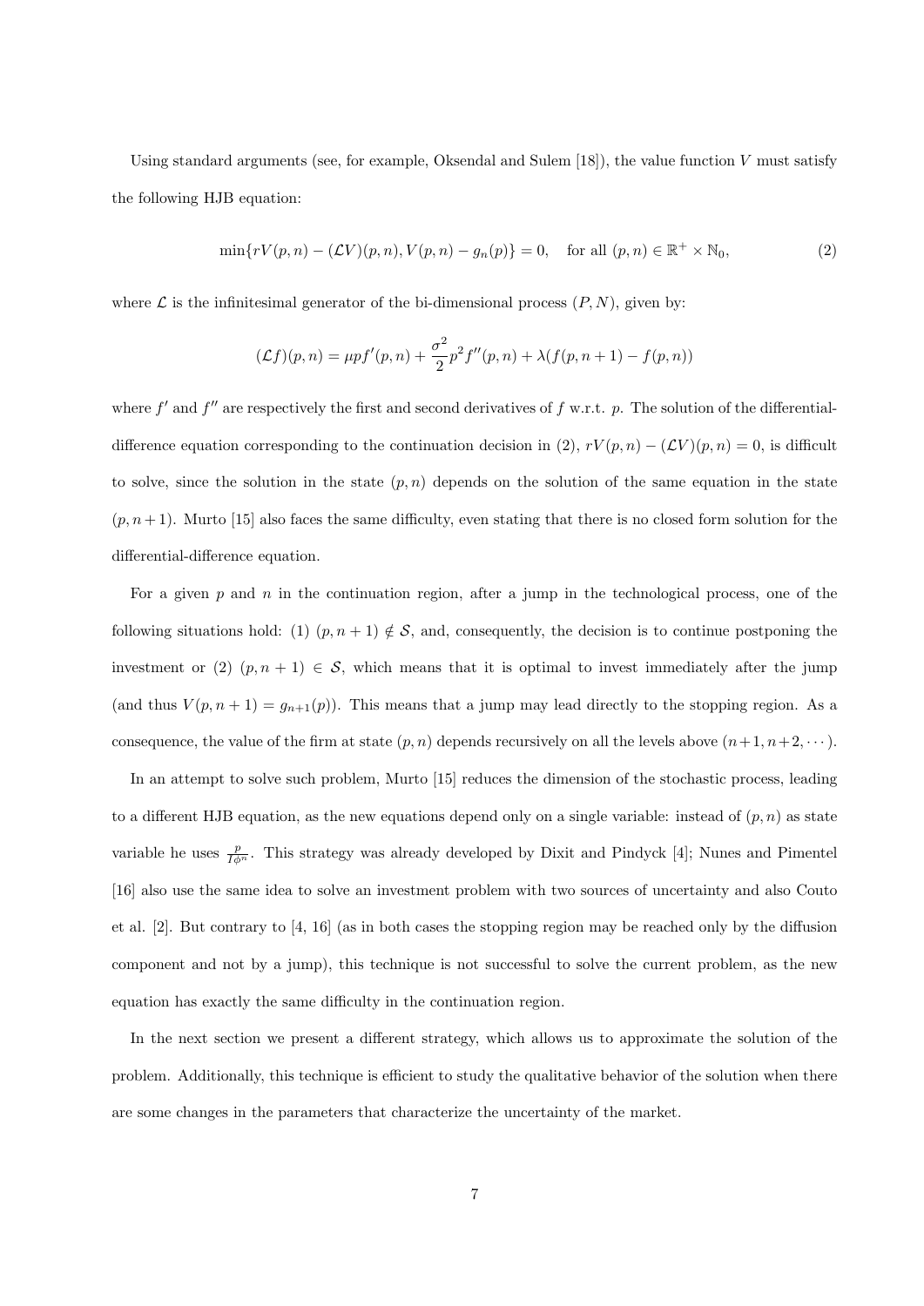Using standard arguments (see, for example, Oksendal and Sulem [18]), the value function $V$ must satisfy the following HJB equation:

$$\min\{rV(p,n) - (\mathcal{L}V)(p,n), V(p,n) - g_n(p)\} = 0, \quad \text{for all } (p,n) \in \mathbb{R}^+ \times \mathbb{N}_0, \tag{2}$$

where $\mathcal{L}$ is the infinitesimal generator of the bi-dimensional process $(P, N)$, given by:

$$(\mathcal{L}f)(p,n) = \mu p f'(p,n) + \frac{\sigma^2}{2} p^2 f''(p,n) + \lambda(f(p,n+1) - f(p,n))$$

where $f'$ and $f''$ are respectively the first and second derivatives of $f$ w.r.t. $p$. The solution of the differential-difference equation corresponding to the continuation decision in (2), $rV(p,n) - (\mathcal{L}V)(p,n) = 0$, is difficult to solve, since the solution in the state $(p,n)$ depends on the solution of the same equation in the state $(p, n+1)$. Murto [15] also faces the same difficulty, even stating that there is no closed form solution for the differential-difference equation.

For a given $p$ and $n$ in the continuation region, after a jump in the technological process, one of the following situations hold: (1) $(p, n+1) \notin \mathcal{S}$, and, consequently, the decision is to continue postponing the investment or (2) $(p, n+1) \in \mathcal{S}$, which means that it is optimal to invest immediately after the jump (and thus $V(p, n+1) = g_{n+1}(p)$). This means that a jump may lead directly to the stopping region. As a consequence, the value of the firm at state $(p,n)$ depends recursively on all the levels above $(n+1, n+2, \cdots)$.

In an attempt to solve such problem, Murto [15] reduces the dimension of the stochastic process, leading to a different HJB equation, as the new equations depend only on a single variable: instead of $(p,n)$ as state variable he uses $\frac{p}{I\phi^n}$. This strategy was already developed by Dixit and Pindyck [4]; Nunes and Pimentel [16] also use the same idea to solve an investment problem with two sources of uncertainty and also Couto et al. [2]. But contrary to [4, 16] (as in both cases the stopping region may be reached only by the diffusion component and not by a jump), this technique is not successful to solve the current problem, as the new equation has exactly the same difficulty in the continuation region.

In the next section we present a different strategy, which allows us to approximate the solution of the problem. Additionally, this technique is efficient to study the qualitative behavior of the solution when there are some changes in the parameters that characterize the uncertainty of the market.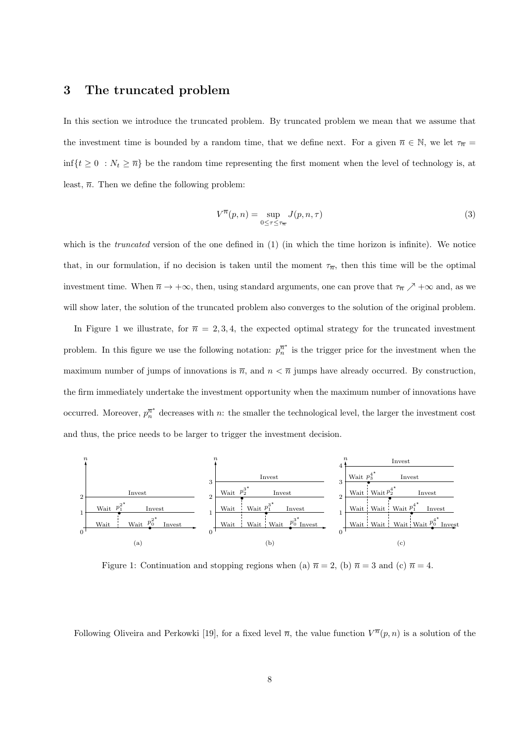## 3 The truncated problem

In this section we introduce the truncated problem. By truncated problem we mean that we assume that the investment time is bounded by a random time, that we define next. For a given $\overline{n} \in \mathbb{N}$, we let $\tau_{\overline{n}} = \inf\{t \geq 0 \ : N_t \geq \overline{n}\}$ be the random time representing the first moment when the level of technology is, at least, $\overline{n}$. Then we define the following problem:

$$V^{\overline{n}}(p, n) = \sup_{0 \leq \tau \leq \tau_{\overline{n}}} J(p, n, \tau) \tag{3}$$

which is the *truncated* version of the one defined in (1) (in which the time horizon is infinite). We notice that, in our formulation, if no decision is taken until the moment $\tau_{\overline{n}}$, then this time will be the optimal investment time. When $\overline{n} \to +\infty$, then, using standard arguments, one can prove that $\tau_{\overline{n}} \nearrow +\infty$ and, as we will show later, the solution of the truncated problem also converges to the solution of the original problem.

In Figure 1 we illustrate, for $\overline{n} = 2, 3, 4$, the expected optimal strategy for the truncated investment problem. In this figure we use the following notation: $p_n^{\overline{n}^\star}$ is the trigger price for the investment when the maximum number of jumps of innovations is $\overline{n}$, and $n < \overline{n}$ jumps have already occurred. By construction, the firm immediately undertake the investment opportunity when the maximum number of innovations have occurred. Moreover, $p_n^{\overline{n}^\star}$ decreases with $n$: the smaller the technological level, the larger the investment cost and thus, the price needs to be larger to trigger the investment decision.

Figure 1: Continuation and stopping regions when (a) $\overline{n} = 2$, (b) $\overline{n} = 3$ and (c) $\overline{n} = 4$.

Following Oliveira and Perkowki [19], for a fixed level $\overline{n}$, the value function $V^{\overline{n}}(p, n)$ is a solution of the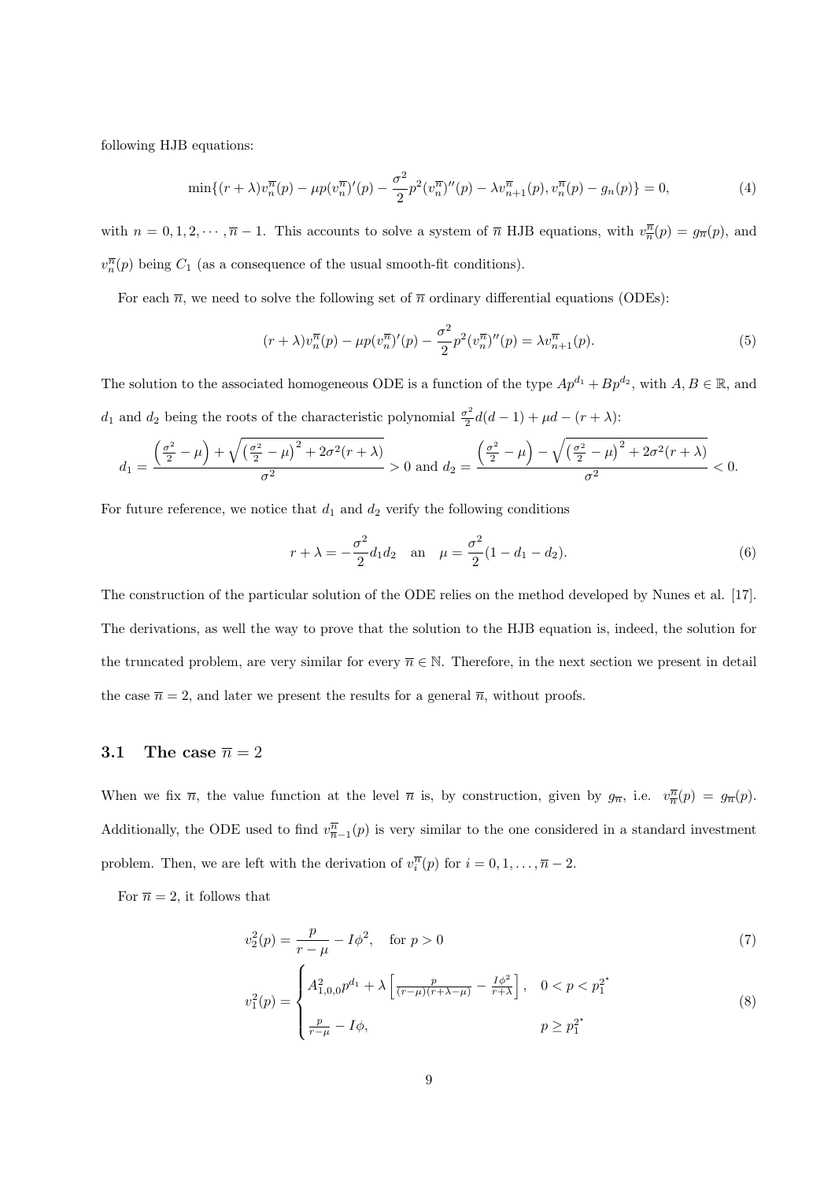following HJB equations:

$$\min\{(r+\lambda)v_n^{\overline{n}}(p) - \mu p(v_n^{\overline{n}})'(p) - \frac{\sigma^2}{2}p^2(v_n^{\overline{n}})''(p) - \lambda v_{n+1}^{\overline{n}}(p), v_n^{\overline{n}}(p) - g_n(p)\} = 0, \tag{4}$$

with $n = 0, 1, 2, \cdots, \overline{n}-1$. This accounts to solve a system of $\overline{n}$ HJB equations, with $v_{\overline{n}}^{\overline{n}}(p) = g_{\overline{n}}(p)$, and $v_n^{\overline{n}}(p)$ being $C_1$ (as a consequence of the usual smooth-fit conditions).

For each $\overline{n}$, we need to solve the following set of $\overline{n}$ ordinary differential equations (ODEs):

$$(r+\lambda)v_n^{\overline{n}}(p) - \mu p(v_n^{\overline{n}})'(p) - \frac{\sigma^2}{2}p^2(v_n^{\overline{n}})''(p) = \lambda v_{n+1}^{\overline{n}}(p). \tag{5}$$

The solution to the associated homogeneous ODE is a function of the type $Ap^{d_1} + Bp^{d_2}$, with $A, B \in \mathbb{R}$, and $d_1$ and $d_2$ being the roots of the characteristic polynomial $\frac{\sigma^2}{2}d(d-1) + \mu d - (r+\lambda)$:

$$d_1 = \frac{\left(\frac{\sigma^2}{2} - \mu\right) + \sqrt{\left(\frac{\sigma^2}{2} - \mu\right)^2 + 2\sigma^2(r+\lambda)}}{\sigma^2} > 0 \text{ and } d_2 = \frac{\left(\frac{\sigma^2}{2} - \mu\right) - \sqrt{\left(\frac{\sigma^2}{2} - \mu\right)^2 + 2\sigma^2(r+\lambda)}}{\sigma^2} < 0.$$

For future reference, we notice that $d_1$ and $d_2$ verify the following conditions

$$r+\lambda = -\frac{\sigma^2}{2}d_1 d_2 \quad \text{an} \quad \mu = \frac{\sigma^2}{2}(1 - d_1 - d_2). \tag{6}$$

The construction of the particular solution of the ODE relies on the method developed by Nunes et al. [17]. The derivations, as well the way to prove that the solution to the HJB equation is, indeed, the solution for the truncated problem, are very similar for every $\overline{n} \in \mathbb{N}$. Therefore, in the next section we present in detail the case $\overline{n} = 2$, and later we present the results for a general $\overline{n}$, without proofs.

### 3.1 The case $\overline{n} = 2$

When we fix $\overline{n}$, the value function at the level $\overline{n}$ is, by construction, given by $g_{\overline{n}}$, i.e. $v_{\overline{n}}^{\overline{n}}(p) = g_{\overline{n}}(p)$. Additionally, the ODE used to find $v_{\overline{n}-1}^{\overline{n}}(p)$ is very similar to the one considered in a standard investment problem. Then, we are left with the derivation of $v_i^{\overline{n}}(p)$ for $i = 0, 1, \ldots, \overline{n}-2$.

For $\overline{n} = 2$, it follows that

$$v_2^2(p) = \frac{p}{r-\mu} - I\phi^2, \quad \text{for } p > 0 \tag{7}$$

$$v_1^2(p) = \begin{cases} A_{1,0,0}^2 p^{d_1} + \lambda\left[\frac{p}{(r-\mu)(r+\lambda-\mu)} - \frac{I\phi^2}{r+\lambda}\right], & 0 < p < p_1^{2^\star} \\ \frac{p}{r-\mu} - I\phi, & p \geq p_1^{2^\star} \end{cases} \tag{8}$$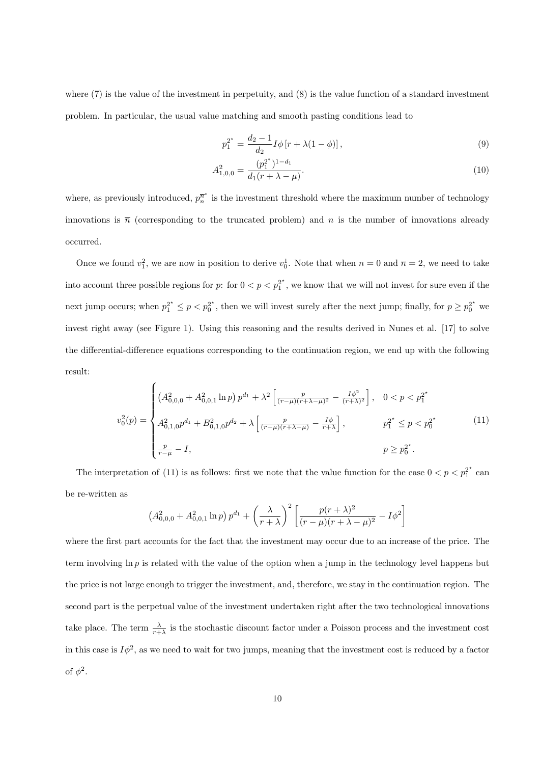where (7) is the value of the investment in perpetuity, and (8) is the value function of a standard investment problem. In particular, the usual value matching and smooth pasting conditions lead to

$$p_1^{2^*} = \frac{d_2 - 1}{d_2} I\phi \left[r + \lambda(1-\phi)\right], \tag{9}$$

$$A_{1,0,0}^2 = \frac{(p_1^{2^*})^{1-d_1}}{d_1(r+\lambda-\mu)}. \tag{10}$$

where, as previously introduced, $p_n^{\overline{n}^*}$ is the investment threshold where the maximum number of technology innovations is $\overline{n}$ (corresponding to the truncated problem) and $n$ is the number of innovations already occurred.

Once we found $v_1^2$, we are now in position to derive $v_0^1$. Note that when $n = 0$ and $\overline{n} = 2$, we need to take into account three possible regions for $p$: for $0 < p < p_1^{2^*}$, we know that we will not invest for sure even if the next jump occurs; when $p_1^{2^*} \leq p < p_0^{2^*}$, then we will invest surely after the next jump; finally, for $p \geq p_0^{2^*}$ we invest right away (see Figure 1). Using this reasoning and the results derived in Nunes et al. [17] to solve the differential-difference equations corresponding to the continuation region, we end up with the following result:

$$v_0^2(p) = \begin{cases} \left(A_{0,0,0}^2 + A_{0,0,1}^2 \ln p\right) p^{d_1} + \lambda^2 \left[\frac{p}{(r-\mu)(r+\lambda-\mu)^2} - \frac{I\phi^2}{(r+\lambda)^2}\right], & 0 < p < p_1^{2^*} \\ A_{0,1,0}^2 p^{d_1} + B_{0,1,0}^2 p^{d_2} + \lambda \left[\frac{p}{(r-\mu)(r+\lambda-\mu)} - \frac{I\phi}{r+\lambda}\right], & p_1^{2^*} \leq p < p_0^{2^*} \\ \frac{p}{r-\mu} - I, & p \geq p_0^{2^*}. \end{cases} \tag{11}$$

The interpretation of (11) is as follows: first we note that the value function for the case $0 < p < p_1^{2^*}$ can be re-written as

$$\left(A_{0,0,0}^2 + A_{0,0,1}^2 \ln p\right) p^{d_1} + \left(\frac{\lambda}{r+\lambda}\right)^2 \left[\frac{p(r+\lambda)^2}{(r-\mu)(r+\lambda-\mu)^2} - I\phi^2\right]$$

where the first part accounts for the fact that the investment may occur due to an increase of the price. The term involving $\ln p$ is related with the value of the option when a jump in the technology level happens but the price is not large enough to trigger the investment, and, therefore, we stay in the continuation region. The second part is the perpetual value of the investment undertaken right after the two technological innovations take place. The term $\frac{\lambda}{r+\lambda}$ is the stochastic discount factor under a Poisson process and the investment cost in this case is $I\phi^2$, as we need to wait for two jumps, meaning that the investment cost is reduced by a factor of $\phi^2$.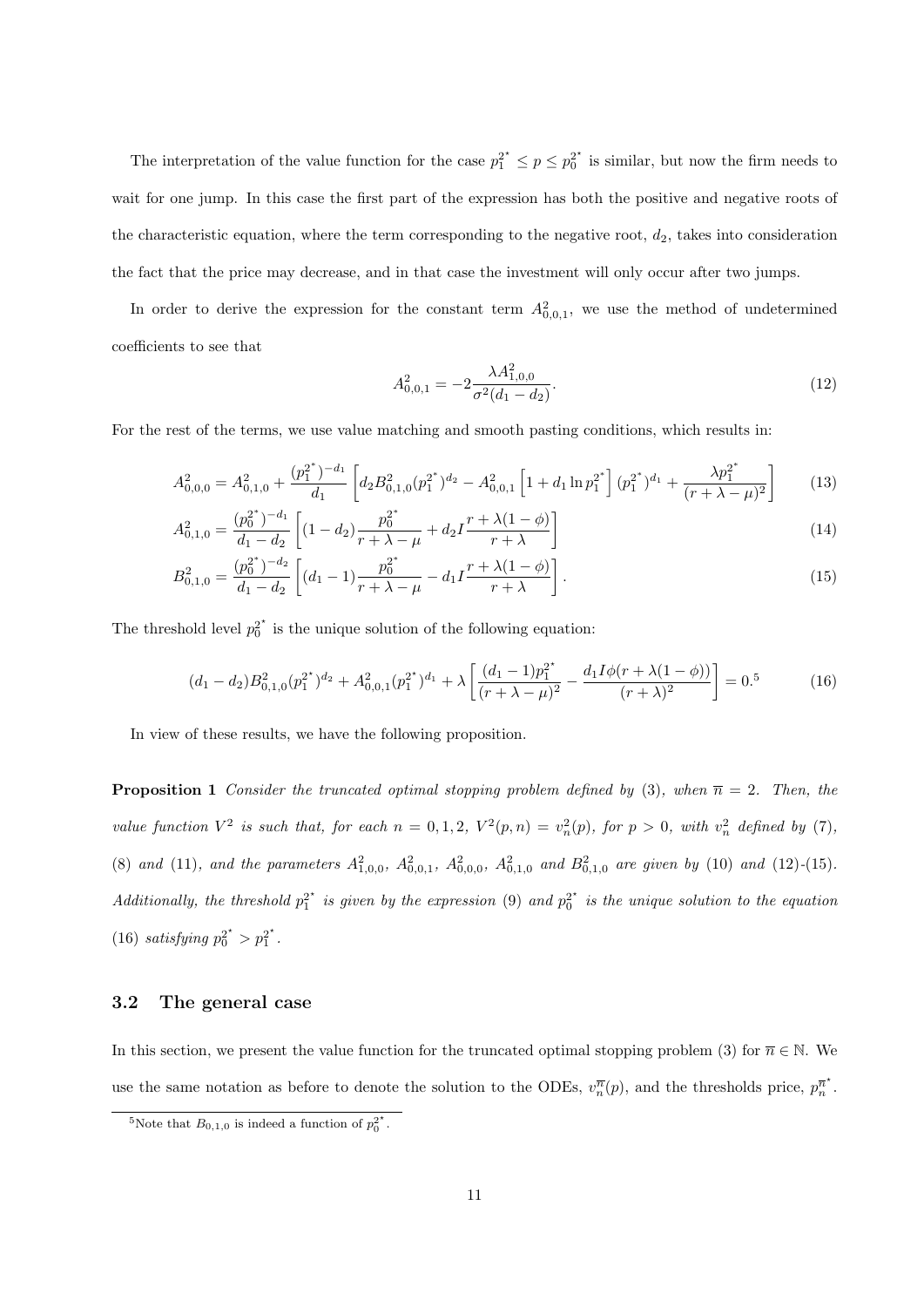The interpretation of the value function for the case $p_1^{2^*} \leq p \leq p_0^{2^*}$ is similar, but now the firm needs to wait for one jump. In this case the first part of the expression has both the positive and negative roots of the characteristic equation, where the term corresponding to the negative root, $d_2$, takes into consideration the fact that the price may decrease, and in that case the investment will only occur after two jumps.

In order to derive the expression for the constant term $A_{0,0,1}^2$, we use the method of undetermined coefficients to see that

$$A_{0,0,1}^2 = -2\frac{\lambda A_{1,0,0}^2}{\sigma^2(d_1 - d_2)}. \tag{12}$$

For the rest of the terms, we use value matching and smooth pasting conditions, which results in:

$$A_{0,0,0}^2 = A_{0,1,0}^2 + \frac{(p_1^{2^*})^{-d_1}}{d_1}\left[d_2 B_{0,1,0}^2 (p_1^{2^*})^{d_2} - A_{0,0,1}^2\left[1 + d_1 \ln p_1^{2^*}\right](p_1^{2^*})^{d_1} + \frac{\lambda p_1^{2^*}}{(r+\lambda-\mu)^2}\right] \tag{13}$$

$$A_{0,1,0}^2 = \frac{(p_0^{2^*})^{-d_1}}{d_1 - d_2}\left[(1-d_2)\frac{p_0^{2^*}}{r+\lambda-\mu} + d_2 I \frac{r+\lambda(1-\phi)}{r+\lambda}\right] \tag{14}$$

$$B_{0,1,0}^2 = \frac{(p_0^{2^*})^{-d_2}}{d_1 - d_2}\left[(d_1-1)\frac{p_0^{2^*}}{r+\lambda-\mu} - d_1 I \frac{r+\lambda(1-\phi)}{r+\lambda}\right]. \tag{15}$$

The threshold level $p_0^{2^*}$ is the unique solution of the following equation:

$$(d_1 - d_2) B_{0,1,0}^2 (p_1^{2^*})^{d_2} + A_{0,0,1}^2 (p_1^{2^*})^{d_1} + \lambda\left[\frac{(d_1-1)p_1^{2^*}}{(r+\lambda-\mu)^2} - \frac{d_1 I \phi(r+\lambda(1-\phi))}{(r+\lambda)^2}\right] = 0.[5] \tag{16}$$

In view of these results, we have the following proposition.

**Proposition 1** *Consider the truncated optimal stopping problem defined by (3), when $\overline{n} = 2$. Then, the value function $V^2$ is such that, for each $n = 0, 1, 2$, $V^2(p, n) = v_n^2(p)$, for $p > 0$, with $v_n^2$ defined by (7), (8) and (11), and the parameters $A_{1,0,0}^2$, $A_{0,0,1}^2$, $A_{0,0,0}^2$, $A_{0,1,0}^2$ and $B_{0,1,0}^2$ are given by (10) and (12)-(15). Additionally, the threshold $p_1^{2^*}$ is given by the expression (9) and $p_0^{2^*}$ is the unique solution to the equation (16) satisfying $p_0^{2^*} > p_1^{2^*}$.*

### 3.2 The general case

In this section, we present the value function for the truncated optimal stopping problem (3) for $\overline{n} \in \mathbb{N}$. We use the same notation as before to denote the solution to the ODEs, $v_n^{\overline{n}}(p)$, and the thresholds price, $p_n^{\overline{n}^*}$.

[5] Note that $B_{0,1,0}$ is indeed a function of $p_0^{2^*}$.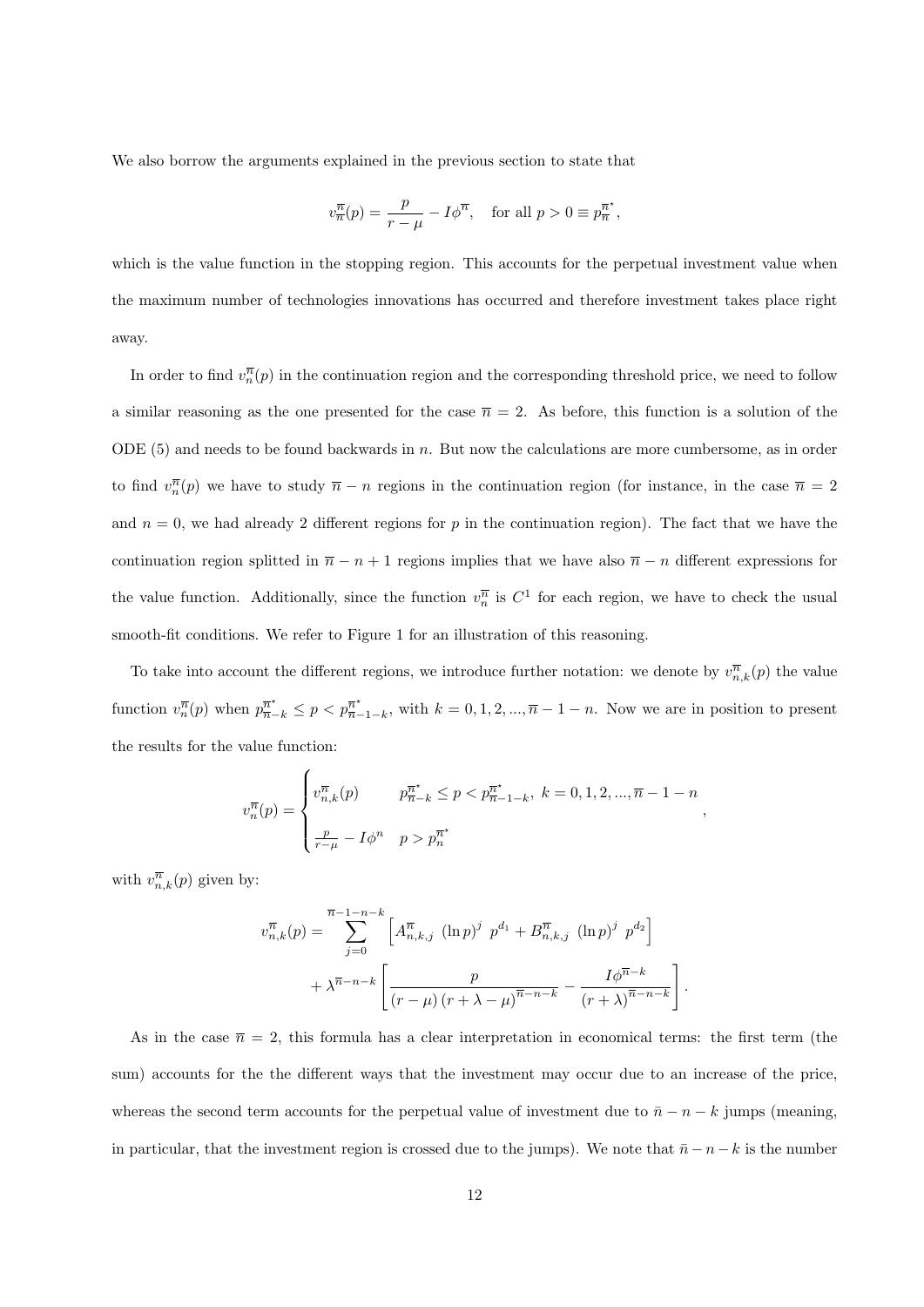We also borrow the arguments explained in the previous section to state that

$$v_{\overline{n}}^{\overline{n}}(p) = \frac{p}{r-\mu} - I\phi^{\overline{n}}, \quad \text{for all } p > 0 \equiv p_{\overline{n}}^{\overline{n}^\star},$$

which is the value function in the stopping region. This accounts for the perpetual investment value when the maximum number of technologies innovations has occurred and therefore investment takes place right away.

In order to find $v_n^{\overline{n}}(p)$ in the continuation region and the corresponding threshold price, we need to follow a similar reasoning as the one presented for the case $\overline{n} = 2$. As before, this function is a solution of the ODE (5) and needs to be found backwards in $n$. But now the calculations are more cumbersome, as in order to find $v_n^{\overline{n}}(p)$ we have to study $\overline{n} - n$ regions in the continuation region (for instance, in the case $\overline{n} = 2$ and $n = 0$, we had already 2 different regions for $p$ in the continuation region). The fact that we have the continuation region splitted in $\overline{n} - n + 1$ regions implies that we have also $\overline{n} - n$ different expressions for the value function. Additionally, since the function $v_n^{\overline{n}}$ is $C^1$ for each region, we have to check the usual smooth-fit conditions. We refer to Figure 1 for an illustration of this reasoning.

To take into account the different regions, we introduce further notation: we denote by $v_{n,k}^{\overline{n}}(p)$ the value function $v_n^{\overline{n}}(p)$ when $p_{\overline{n}-k}^{\overline{n}^\star} \leq p < p_{\overline{n}-1-k}^{\overline{n}^\star}$, with $k = 0, 1, 2, ..., \overline{n} - 1 - n$. Now we are in position to present the results for the value function:

$$v_n^{\overline{n}}(p) = \begin{cases} v_{n,k}^{\overline{n}}(p) & p_{\overline{n}-k}^{\overline{n}^\star} \leq p < p_{\overline{n}-1-k}^{\overline{n}^\star}, \; k = 0, 1, 2, ..., \overline{n} - 1 - n \\ \frac{p}{r-\mu} - I\phi^n & p > p_n^{\overline{n}^\star} \end{cases},$$

with $v_{n,k}^{\overline{n}}(p)$ given by:

$$\begin{aligned} v_{n,k}^{\overline{n}}(p) = & \sum_{j=0}^{\overline{n}-1-n-k} \left[ A_{n,k,j}^{\overline{n}} \; (\ln p)^j \; p^{d_1} + B_{n,k,j}^{\overline{n}} \; (\ln p)^j \; p^{d_2} \right] \\ & + \lambda^{\overline{n}-n-k} \left[ \frac{p}{(r-\mu)\,(r+\lambda-\mu)^{\overline{n}-n-k}} - \frac{I\phi^{\overline{n}-k}}{(r+\lambda)^{\overline{n}-n-k}} \right]. \end{aligned}$$

As in the case $\overline{n} = 2$, this formula has a clear interpretation in economical terms: the first term (the sum) accounts for the the different ways that the investment may occur due to an increase of the price, whereas the second term accounts for the perpetual value of investment due to $\bar{n} - n - k$ jumps (meaning, in particular, that the investment region is crossed due to the jumps). We note that $\bar{n} - n - k$ is the number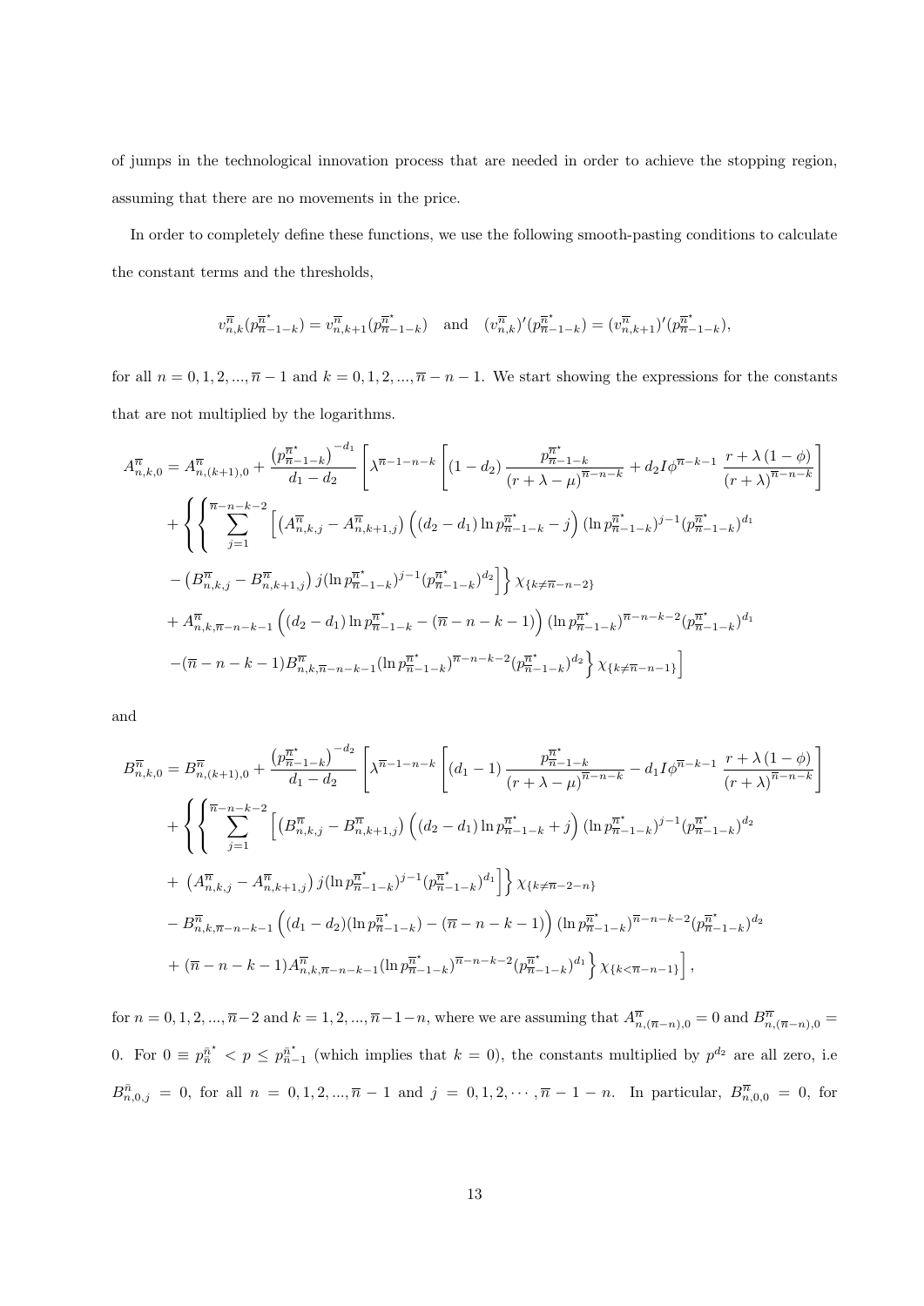of jumps in the technological innovation process that are needed in order to achieve the stopping region, assuming that there are no movements in the price.

In order to completely define these functions, we use the following smooth-pasting conditions to calculate the constant terms and the thresholds,

$$v^{\overline{n}}_{n,k}(p^{\overline{n}^\star}_{\overline{n}-1-k}) = v^{\overline{n}}_{n,k+1}(p^{\overline{n}^\star}_{\overline{n}-1-k}) \quad \text{and} \quad (v^{\overline{n}}_{n,k})'(p^{\overline{n}^\star}_{\overline{n}-1-k}) = (v^{\overline{n}}_{n,k+1})'(p^{\overline{n}^\star}_{\overline{n}-1-k}),$$

for all $n = 0, 1, 2, ..., \overline{n}-1$ and $k = 0, 1, 2, ..., \overline{n}-n-1$. We start showing the expressions for the constants that are not multiplied by the logarithms.

$$\begin{aligned}
A^{\overline{n}}_{n,k,0} &= A^{\overline{n}}_{n,(k+1),0} + \frac{\left(p^{\overline{n}^\star}_{\overline{n}-1-k}\right)^{-d_1}}{d_1 - d_2}\left[\lambda^{\overline{n}-1-n-k}\left[(1-d_2)\frac{p^{\overline{n}^\star}_{\overline{n}-1-k}}{(r+\lambda-\mu)^{\overline{n}-n-k}} + d_2 I \phi^{\overline{n}-k-1}\frac{r+\lambda(1-\phi)}{(r+\lambda)^{\overline{n}-n-k}}\right]\right. \\
&+ \left\{\left\{\sum_{j=1}^{\overline{n}-n-k-2}\left[\left(A^{\overline{n}}_{n,k,j} - A^{\overline{n}}_{n,k+1,j}\right)\left((d_2-d_1)\ln p^{\overline{n}^\star}_{\overline{n}-1-k} - j\right)(\ln p^{\overline{n}^\star}_{\overline{n}-1-k})^{j-1}(p^{\overline{n}^\star}_{\overline{n}-1-k})^{d_1}\right.\right.\right. \\
&- \left.\left.\left(B^{\overline{n}}_{n,k,j} - B^{\overline{n}}_{n,k+1,j}\right) j(\ln p^{\overline{n}^\star}_{\overline{n}-1-k})^{j-1}(p^{\overline{n}^\star}_{\overline{n}-1-k})^{d_2}\right]\right\}\chi_{\{k\neq\overline{n}-n-2\}} \\
&+ A^{\overline{n}}_{n,k,\overline{n}-n-k-1}\left((d_2-d_1)\ln p^{\overline{n}^\star}_{\overline{n}-1-k} - (\overline{n}-n-k-1)\right)(\ln p^{\overline{n}^\star}_{\overline{n}-1-k})^{\overline{n}-n-k-2}(p^{\overline{n}^\star}_{\overline{n}-1-k})^{d_1} \\
&\left.\left. -(\overline{n}-n-k-1)B^{\overline{n}}_{n,k,\overline{n}-n-k-1}(\ln p^{\overline{n}^\star}_{\overline{n}-1-k})^{\overline{n}-n-k-2}(p^{\overline{n}^\star}_{\overline{n}-1-k})^{d_2}\right\}\chi_{\{k\neq\overline{n}-n-1\}}\right]
\end{aligned}$$

and

$$\begin{aligned}
B^{\overline{n}}_{n,k,0} &= B^{\overline{n}}_{n,(k+1),0} + \frac{\left(p^{\overline{n}^\star}_{\overline{n}-1-k}\right)^{-d_2}}{d_1 - d_2}\left[\lambda^{\overline{n}-1-n-k}\left[(d_1-1)\frac{p^{\overline{n}^\star}_{\overline{n}-1-k}}{(r+\lambda-\mu)^{\overline{n}-n-k}} - d_1 I \phi^{\overline{n}-k-1}\frac{r+\lambda(1-\phi)}{(r+\lambda)^{\overline{n}-n-k}}\right]\right. \\
&+ \left\{\left\{\sum_{j=1}^{\overline{n}-n-k-2}\left[\left(B^{\overline{n}}_{n,k,j} - B^{\overline{n}}_{n,k+1,j}\right)\left((d_2-d_1)\ln p^{\overline{n}^\star}_{\overline{n}-1-k} + j\right)(\ln p^{\overline{n}^\star}_{\overline{n}-1-k})^{j-1}(p^{\overline{n}^\star}_{\overline{n}-1-k})^{d_2}\right.\right.\right. \\
&+ \left.\left.\left(A^{\overline{n}}_{n,k,j} - A^{\overline{n}}_{n,k+1,j}\right) j(\ln p^{\overline{n}^\star}_{\overline{n}-1-k})^{j-1}(p^{\overline{n}^\star}_{\overline{n}-1-k})^{d_1}\right]\right\}\chi_{\{k\neq\overline{n}-2-n\}} \\
&- B^{\overline{n}}_{n,k,\overline{n}-n-k-1}\left((d_1-d_2)(\ln p^{\overline{n}^\star}_{\overline{n}-1-k}) - (\overline{n}-n-k-1)\right)(\ln p^{\overline{n}^\star}_{\overline{n}-1-k})^{\overline{n}-n-k-2}(p^{\overline{n}^\star}_{\overline{n}-1-k})^{d_2} \\
&\left.\left. +(\overline{n}-n-k-1)A^{\overline{n}}_{n,k,\overline{n}-n-k-1}(\ln p^{\overline{n}^\star}_{\overline{n}-1-k})^{\overline{n}-n-k-2}(p^{\overline{n}^\star}_{\overline{n}-1-k})^{d_1}\right\}\chi_{\{k<\overline{n}-n-1\}}\right],
\end{aligned}$$

for $n = 0, 1, 2, ..., \overline{n}-2$ and $k = 1, 2, ..., \overline{n}-1-n$, where we are assuming that $A^{\overline{n}}_{n,(\overline{n}-n),0} = 0$ and $B^{\overline{n}}_{n,(\overline{n}-n),0} = 0$. For $0 \equiv p^{\bar{n}^\star}_{\bar{n}} < p \leq p^{\bar{n}^\star}_{\bar{n}-1}$ (which implies that $k = 0$), the constants multiplied by $p^{d_2}$ are all zero, i.e $B^{\bar{n}}_{n,0,j} = 0$, for all $n = 0, 1, 2, ..., \overline{n}-1$ and $j = 0, 1, 2, \cdots, \overline{n}-1-n$. In particular, $B^{\overline{n}}_{n,0,0} = 0$, for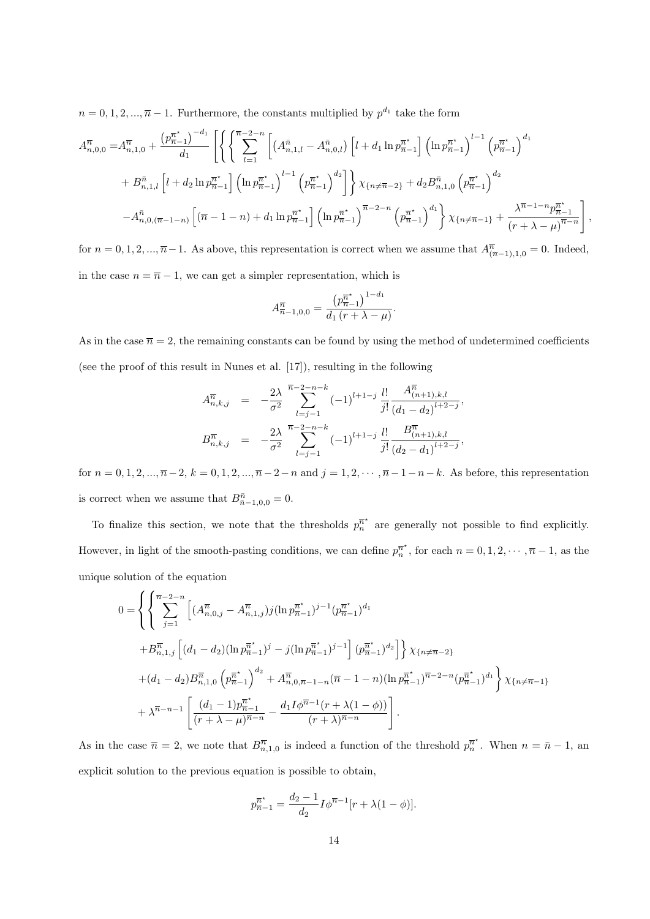$n = 0, 1, 2, ..., \overline{n}-1$. Furthermore, the constants multiplied by $p^{d_1}$ take the form

$$
\begin{aligned}
A^{\overline{n}}_{n,0,0} =& A^{\overline{n}}_{n,1,0} + \frac{\left(p^{\overline{n}^\star}_{\overline{n}-1}\right)^{-d_1}}{d_1} \left[ \left\{ \left\{ \sum_{l=1}^{\overline{n}-2-n} \left[ \left(A^{\bar{n}}_{n,1,l} - A^{\bar{n}}_{n,0,l}\right) \left[l + d_1 \ln p^{\overline{n}^\star}_{\overline{n}-1}\right] \left(\ln p^{\overline{n}^\star}_{\overline{n}-1}\right)^{l-1} \left(p^{\overline{n}^\star}_{\overline{n}-1}\right)^{d_1} \right.\right.\right.\right. \\
&+ \left.\left. B^{\bar{n}}_{n,1,l} \left[l + d_2 \ln p^{\overline{n}^\star}_{\overline{n}-1}\right] \left(\ln p^{\overline{n}^\star}_{\overline{n}-1}\right)^{l-1} \left(p^{\overline{n}^\star}_{\overline{n}-1}\right)^{d_2} \right] \right\} \chi_{\{n \neq \overline{n}-2\}} + d_2 B^{\bar{n}}_{n,1,0} \left(p^{\overline{n}^\star}_{\overline{n}-1}\right)^{d_2} \\
&\left.\left. - A^{\bar{n}}_{n,0,(\overline{n}-1-n)} \left[(\overline{n}-1-n) + d_1 \ln p^{\overline{n}^\star}_{\overline{n}-1}\right] \left(\ln p^{\overline{n}^\star}_{\overline{n}-1}\right)^{\overline{n}-2-n} \left(p^{\overline{n}^\star}_{\overline{n}-1}\right)^{d_1} \right\} \chi_{\{n \neq \overline{n}-1\}} + \frac{\lambda^{\overline{n}-1-n} p^{\overline{n}^\star}_{\overline{n}-1}}{(r+\lambda-\mu)^{\overline{n}-n}} \right],
\end{aligned}
$$

for $n = 0, 1, 2, ..., \overline{n}-1$. As above, this representation is correct when we assume that $A^{\overline{n}}_{(\overline{n}-1),1,0} = 0$. Indeed, in the case $n = \overline{n}-1$, we can get a simpler representation, which is

$$
A^{\overline{n}}_{\overline{n}-1,0,0} = \frac{\left(p^{\overline{n}^\star}_{\overline{n}-1}\right)^{1-d_1}}{d_1 (r+\lambda-\mu)}.
$$

As in the case $\overline{n} = 2$, the remaining constants can be found by using the method of undetermined coefficients (see the proof of this result in Nunes et al. [17]), resulting in the following

$$
\begin{aligned}
A^{\overline{n}}_{n,k,j} &= -\frac{2\lambda}{\sigma^2} \sum_{l=j-1}^{\overline{n}-2-n-k} (-1)^{l+1-j} \frac{l!}{j!} \frac{A^{\overline{n}}_{(n+1),k,l}}{(d_1-d_2)^{l+2-j}}, \\
B^{\overline{n}}_{n,k,j} &= -\frac{2\lambda}{\sigma^2} \sum_{l=j-1}^{\overline{n}-2-n-k} (-1)^{l+1-j} \frac{l!}{j!} \frac{B^{\overline{n}}_{(n+1),k,l}}{(d_2-d_1)^{l+2-j}},
\end{aligned}
$$

for $n = 0, 1, 2, ..., \overline{n}-2$, $k = 0, 1, 2, ..., \overline{n}-2-n$ and $j = 1, 2, \cdots, \overline{n}-1-n-k$. As before, this representation is correct when we assume that $B^{\bar{n}}_{\bar{n}-1,0,0} = 0$.

To finalize this section, we note that the thresholds $p^{\overline{n}^\star}_n$ are generally not possible to find explicitly. However, in light of the smooth-pasting conditions, we can define $p^{\overline{n}^\star}_n$, for each $n = 0, 1, 2, \cdots, \overline{n}-1$, as the unique solution of the equation

$$
\begin{aligned}
0 = & \left\{ \left\{ \sum_{j=1}^{\overline{n}-2-n} \left[ (A^{\overline{n}}_{n,0,j} - A^{\overline{n}}_{n,1,j}) j (\ln p^{\overline{n}^\star}_{\overline{n}-1})^{j-1} (p^{\overline{n}^\star}_{\overline{n}-1})^{d_1} \right.\right.\right. \\
& \left.\left. + B^{\overline{n}}_{n,1,j} \left[ (d_1-d_2)(\ln p^{\overline{n}^\star}_{\overline{n}-1})^j - j (\ln p^{\overline{n}^\star}_{\overline{n}-1})^{j-1} \right] (p^{\overline{n}^\star}_{\overline{n}-1})^{d_2} \right] \right\} \chi_{\{n \neq \overline{n}-2\}} \\
& \left. + (d_1-d_2) B^{\overline{n}}_{n,1,0} \left(p^{\overline{n}^\star}_{\overline{n}-1}\right)^{d_2} + A^{\overline{n}}_{n,0,\overline{n}-1-n} (\overline{n}-1-n) (\ln p^{\overline{n}^\star}_{\overline{n}-1})^{\overline{n}-2-n} (p^{\overline{n}^\star}_{\overline{n}-1})^{d_1} \right\} \chi_{\{n \neq \overline{n}-1\}} \\
& + \lambda^{\overline{n}-n-1} \left[ \frac{(d_1-1) p^{\overline{n}^\star}_{\overline{n}-1}}{(r+\lambda-\mu)^{\overline{n}-n}} - \frac{d_1 I \phi^{\overline{n}-1} (r+\lambda(1-\phi))}{(r+\lambda)^{\overline{n}-n}} \right].
\end{aligned}
$$

As in the case $\overline{n} = 2$, we note that $B^{\overline{n}}_{n,1,0}$ is indeed a function of the threshold $p^{\overline{n}^\star}_n$. When $n = \bar{n}-1$, an explicit solution to the previous equation is possible to obtain,

$$
p^{\overline{n}^\star}_{\overline{n}-1} = \frac{d_2-1}{d_2} I \phi^{\overline{n}-1} [r + \lambda(1-\phi)].
$$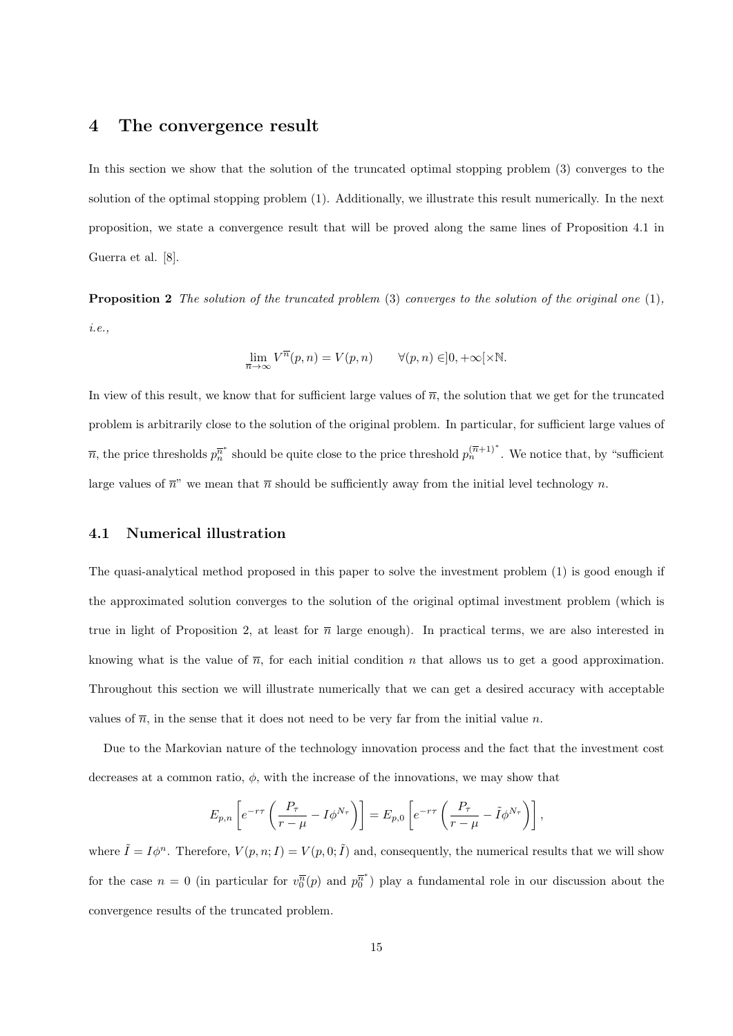## 4 The convergence result

In this section we show that the solution of the truncated optimal stopping problem (3) converges to the solution of the optimal stopping problem (1). Additionally, we illustrate this result numerically. In the next proposition, we state a convergence result that will be proved along the same lines of Proposition 4.1 in Guerra et al. [8].

**Proposition 2** *The solution of the truncated problem* (3) *converges to the solution of the original one* (1)*, i.e.,*

$$\lim_{\overline{n}\to\infty} V^{\overline{n}}(p,n) = V(p,n) \qquad \forall (p,n) \in ]0,+\infty[\times\mathbb{N}.$$

In view of this result, we know that for sufficient large values of $\overline{n}$, the solution that we get for the truncated problem is arbitrarily close to the solution of the original problem. In particular, for sufficient large values of $\overline{n}$, the price thresholds $p_n^{\overline{n}^*}$ should be quite close to the price threshold $p_n^{(\overline{n}+1)^*}$. We notice that, by "sufficient large values of $\overline{n}$" we mean that $\overline{n}$ should be sufficiently away from the initial level technology $n$.

### 4.1 Numerical illustration

The quasi-analytical method proposed in this paper to solve the investment problem (1) is good enough if the approximated solution converges to the solution of the original optimal investment problem (which is true in light of Proposition 2, at least for $\overline{n}$ large enough). In practical terms, we are also interested in knowing what is the value of $\overline{n}$, for each initial condition $n$ that allows us to get a good approximation. Throughout this section we will illustrate numerically that we can get a desired accuracy with acceptable values of $\overline{n}$, in the sense that it does not need to be very far from the initial value $n$.

Due to the Markovian nature of the technology innovation process and the fact that the investment cost decreases at a common ratio, $\phi$, with the increase of the innovations, we may show that

$$E_{p,n}\left[e^{-r\tau}\left(\frac{P_\tau}{r-\mu} - I\phi^{N_\tau}\right)\right] = E_{p,0}\left[e^{-r\tau}\left(\frac{P_\tau}{r-\mu} - \tilde{I}\phi^{N_\tau}\right)\right],$$

where $\tilde{I} = I\phi^n$. Therefore, $V(p,n;I) = V(p,0;\tilde{I})$ and, consequently, the numerical results that we will show for the case $n=0$ (in particular for $v_0^{\overline{n}}(p)$ and $p_0^{\overline{n}^*}$) play a fundamental role in our discussion about the convergence results of the truncated problem.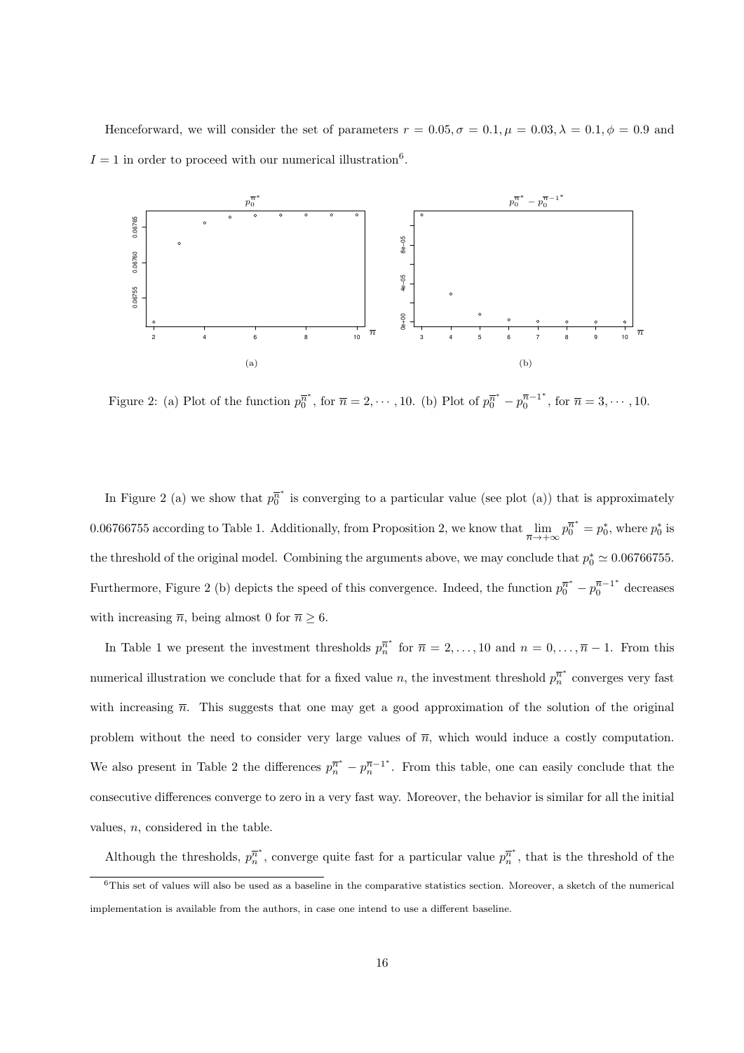Henceforward, we will consider the set of parameters $r = 0.05, \sigma = 0.1, \mu = 0.03, \lambda = 0.1, \phi = 0.9$ and $I = 1$ in order to proceed with our numerical illustration[6].

Figure 2: (a) Plot of the function $p_0^{\overline{n}^*}$, for $\overline{n} = 2, \cdots, 10$. (b) Plot of $p_0^{\overline{n}^*} - p_0^{\overline{n}-1^*}$, for $\overline{n} = 3, \cdots, 10$.

In Figure 2 (a) we show that $p_0^{\overline{n}^*}$ is converging to a particular value (see plot (a)) that is approximately 0.06766755 according to Table 1. Additionally, from Proposition 2, we know that $\lim_{\overline{n} \to +\infty} p_0^{\overline{n}^*} = p_0^*$, where $p_0^*$ is the threshold of the original model. Combining the arguments above, we may conclude that $p_0^* \simeq 0.06766755$. Furthermore, Figure 2 (b) depicts the speed of this convergence. Indeed, the function $p_0^{\overline{n}^*} - p_0^{\overline{n}-1^*}$ decreases with increasing $\overline{n}$, being almost 0 for $\overline{n} \geq 6$.

In Table 1 we present the investment thresholds $p_n^{\overline{n}^*}$ for $\overline{n} = 2, \ldots, 10$ and $n = 0, \ldots, \overline{n} - 1$. From this numerical illustration we conclude that for a fixed value $n$, the investment threshold $p_n^{\overline{n}^*}$ converges very fast with increasing $\overline{n}$. This suggests that one may get a good approximation of the solution of the original problem without the need to consider very large values of $\overline{n}$, which would induce a costly computation. We also present in Table 2 the differences $p_n^{\overline{n}^*} - p_n^{\overline{n}-1^*}$. From this table, one can easily conclude that the consecutive differences converge to zero in a very fast way. Moreover, the behavior is similar for all the initial values, $n$, considered in the table.

Although the thresholds, $p_n^{\overline{n}^*}$, converge quite fast for a particular value $p_n^{\overline{n}^*}$, that is the threshold of the

[6] This set of values will also be used as a baseline in the comparative statistics section. Moreover, a sketch of the numerical implementation is available from the authors, in case one intend to use a different baseline.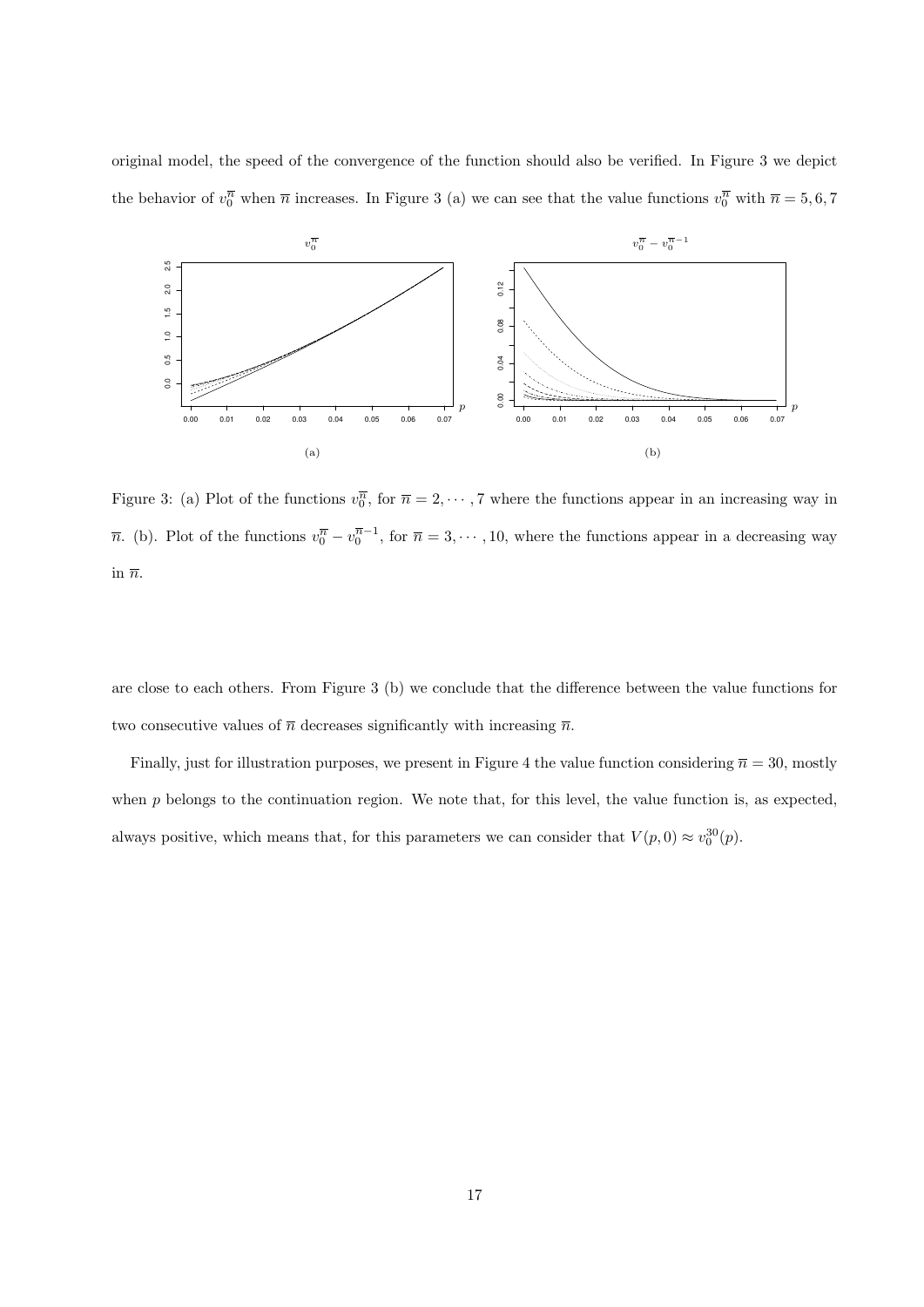original model, the speed of the convergence of the function should also be verified. In Figure 3 we depict the behavior of $v_0^{\overline{n}}$ when $\overline{n}$ increases. In Figure 3 (a) we can see that the value functions $v_0^{\overline{n}}$ with $\overline{n} = 5, 6, 7$

Figure 3: (a) Plot of the functions $v_0^{\overline{n}}$, for $\overline{n} = 2, \cdots, 7$ where the functions appear in an increasing way in $\overline{n}$. (b). Plot of the functions $v_0^{\overline{n}} - v_0^{\overline{n}-1}$, for $\overline{n} = 3, \cdots, 10$, where the functions appear in a decreasing way in $\overline{n}$.

are close to each others. From Figure 3 (b) we conclude that the difference between the value functions for two consecutive values of $\overline{n}$ decreases significantly with increasing $\overline{n}$.

Finally, just for illustration purposes, we present in Figure 4 the value function considering $\overline{n} = 30$, mostly when $p$ belongs to the continuation region. We note that, for this level, the value function is, as expected, always positive, which means that, for this parameters we can consider that $V(p, 0) \approx v_0^{30}(p)$.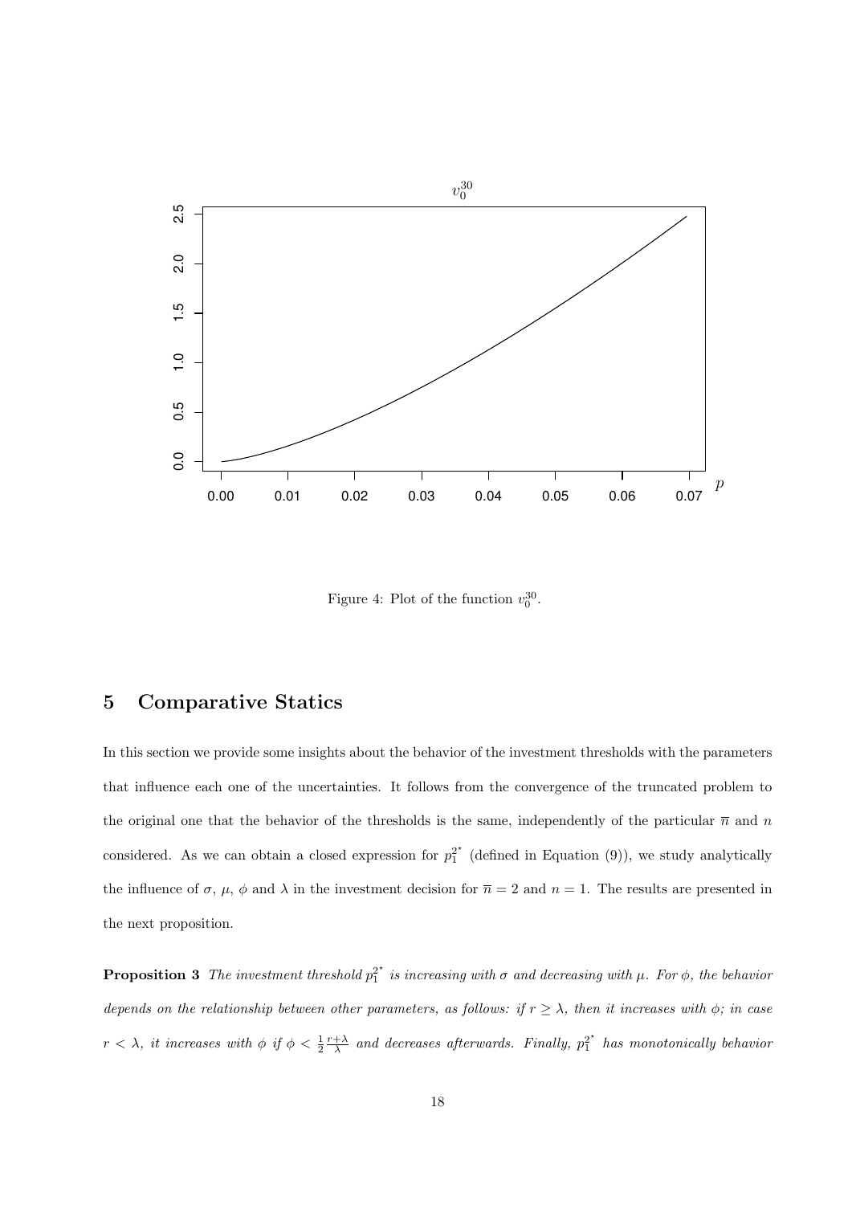Figure 4: Plot of the function $v_0^{30}$.

## 5 Comparative Statics

In this section we provide some insights about the behavior of the investment thresholds with the parameters that influence each one of the uncertainties. It follows from the convergence of the truncated problem to the original one that the behavior of the thresholds is the same, independently of the particular $\overline{n}$ and $n$ considered. As we can obtain a closed expression for $p_1^{2^*}$ (defined in Equation (9)), we study analytically the influence of $\sigma$, $\mu$, $\phi$ and $\lambda$ in the investment decision for $\overline{n} = 2$ and $n = 1$. The results are presented in the next proposition.

**Proposition 3** *The investment threshold $p_1^{2^*}$ is increasing with $\sigma$ and decreasing with $\mu$. For $\phi$, the behavior depends on the relationship between other parameters, as follows: if $r \geq \lambda$, then it increases with $\phi$; in case $r < \lambda$, it increases with $\phi$ if $\phi < \frac{1}{2}\frac{r+\lambda}{\lambda}$ and decreases afterwards. Finally, $p_1^{2^*}$ has monotonically behavior*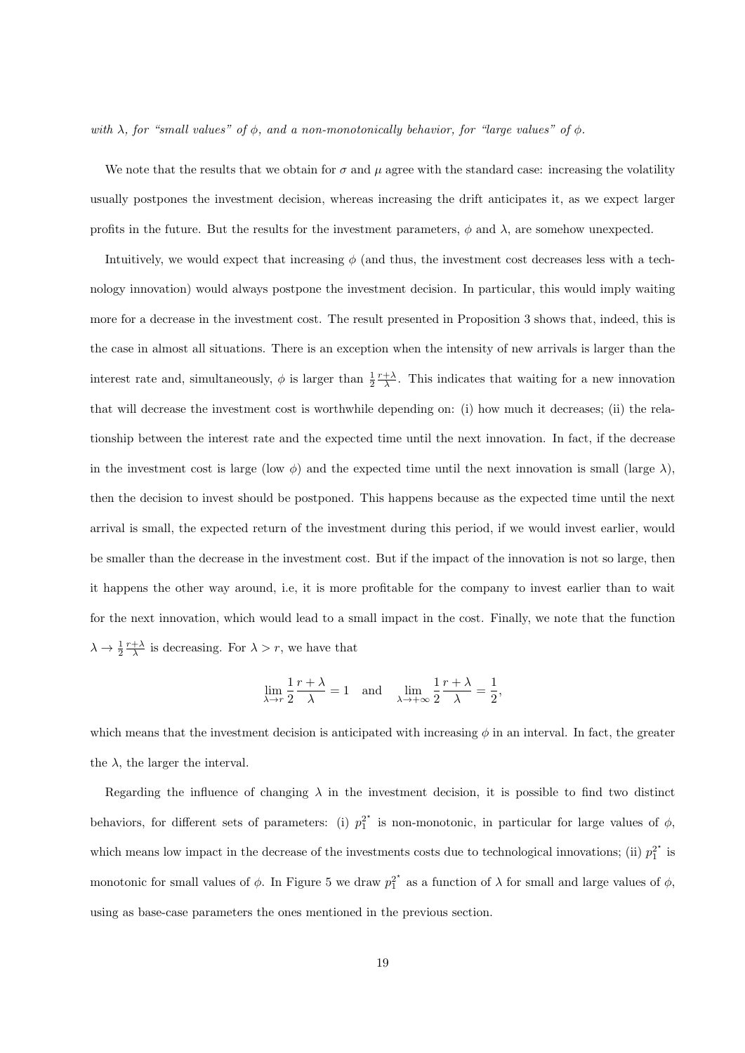*with $\lambda$, for "small values" of $\phi$, and a non-monotonically behavior, for "large values" of $\phi$.*

We note that the results that we obtain for $\sigma$ and $\mu$ agree with the standard case: increasing the volatility usually postpones the investment decision, whereas increasing the drift anticipates it, as we expect larger profits in the future. But the results for the investment parameters, $\phi$ and $\lambda$, are somehow unexpected.

Intuitively, we would expect that increasing $\phi$ (and thus, the investment cost decreases less with a technology innovation) would always postpone the investment decision. In particular, this would imply waiting more for a decrease in the investment cost. The result presented in Proposition 3 shows that, indeed, this is the case in almost all situations. There is an exception when the intensity of new arrivals is larger than the interest rate and, simultaneously, $\phi$ is larger than $\frac{1}{2}\frac{r+\lambda}{\lambda}$. This indicates that waiting for a new innovation that will decrease the investment cost is worthwhile depending on: (i) how much it decreases; (ii) the relationship between the interest rate and the expected time until the next innovation. In fact, if the decrease in the investment cost is large (low $\phi$) and the expected time until the next innovation is small (large $\lambda$), then the decision to invest should be postponed. This happens because as the expected time until the next arrival is small, the expected return of the investment during this period, if we would invest earlier, would be smaller than the decrease in the investment cost. But if the impact of the innovation is not so large, then it happens the other way around, i.e, it is more profitable for the company to invest earlier than to wait for the next innovation, which would lead to a small impact in the cost. Finally, we note that the function $\lambda \to \frac{1}{2}\frac{r+\lambda}{\lambda}$ is decreasing. For $\lambda > r$, we have that

$$\lim_{\lambda \to r} \frac{1}{2}\frac{r+\lambda}{\lambda} = 1 \quad \text{and} \quad \lim_{\lambda \to +\infty} \frac{1}{2}\frac{r+\lambda}{\lambda} = \frac{1}{2},$$

which means that the investment decision is anticipated with increasing $\phi$ in an interval. In fact, the greater the $\lambda$, the larger the interval.

Regarding the influence of changing $\lambda$ in the investment decision, it is possible to find two distinct behaviors, for different sets of parameters: (i) $p_1^{2^*}$ is non-monotonic, in particular for large values of $\phi$, which means low impact in the decrease of the investments costs due to technological innovations; (ii) $p_1^{2^*}$ is monotonic for small values of $\phi$. In Figure 5 we draw $p_1^{2^*}$ as a function of $\lambda$ for small and large values of $\phi$, using as base-case parameters the ones mentioned in the previous section.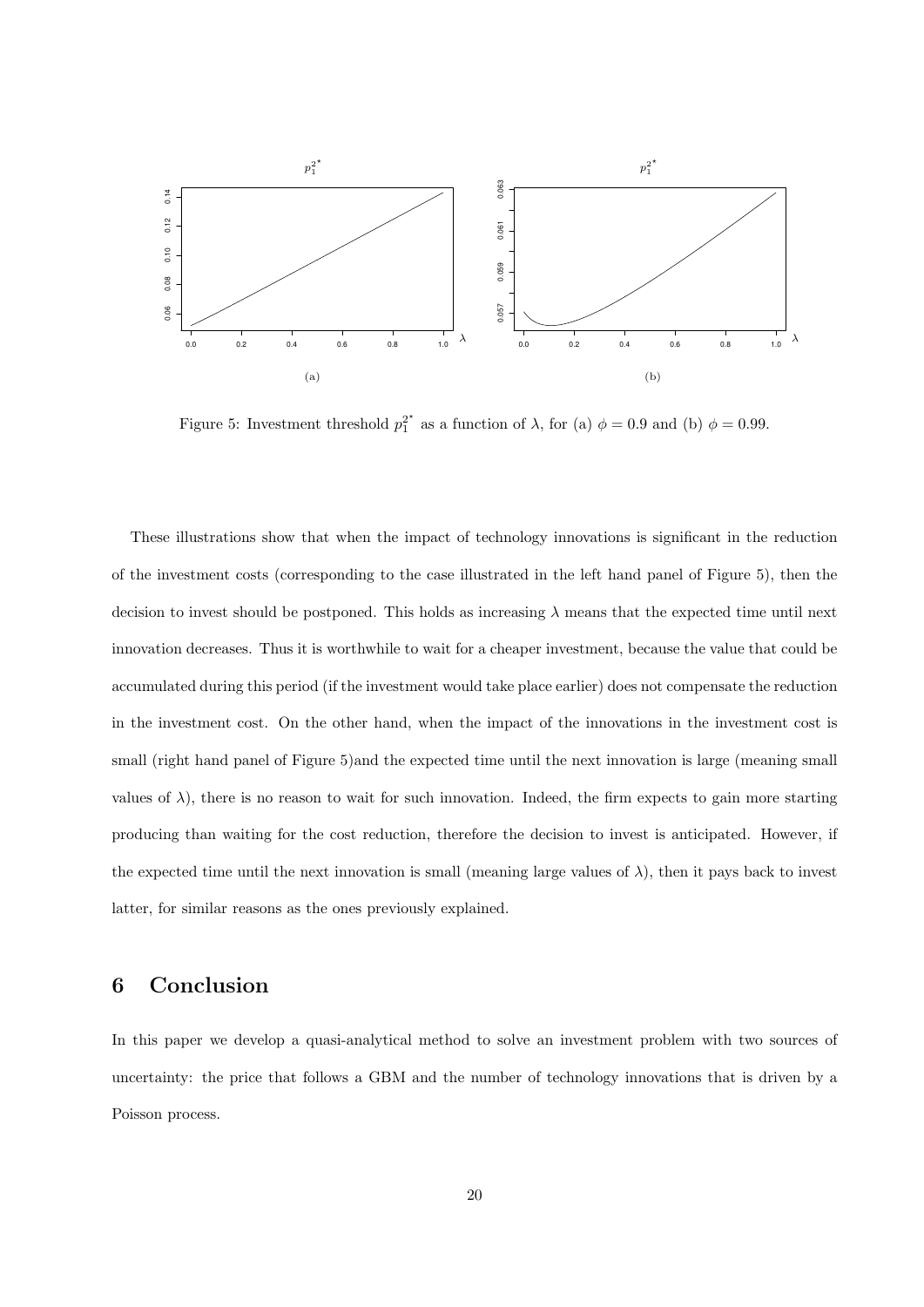Figure 5: Investment threshold $p_1^{2^*}$ as a function of $\lambda$, for (a) $\phi = 0.9$ and (b) $\phi = 0.99$.

These illustrations show that when the impact of technology innovations is significant in the reduction of the investment costs (corresponding to the case illustrated in the left hand panel of Figure 5), then the decision to invest should be postponed. This holds as increasing $\lambda$ means that the expected time until next innovation decreases. Thus it is worthwhile to wait for a cheaper investment, because the value that could be accumulated during this period (if the investment would take place earlier) does not compensate the reduction in the investment cost. On the other hand, when the impact of the innovations in the investment cost is small (right hand panel of Figure 5)and the expected time until the next innovation is large (meaning small values of $\lambda$), there is no reason to wait for such innovation. Indeed, the firm expects to gain more starting producing than waiting for the cost reduction, therefore the decision to invest is anticipated. However, if the expected time until the next innovation is small (meaning large values of $\lambda$), then it pays back to invest latter, for similar reasons as the ones previously explained.

## 6 Conclusion

In this paper we develop a quasi-analytical method to solve an investment problem with two sources of uncertainty: the price that follows a GBM and the number of technology innovations that is driven by a Poisson process.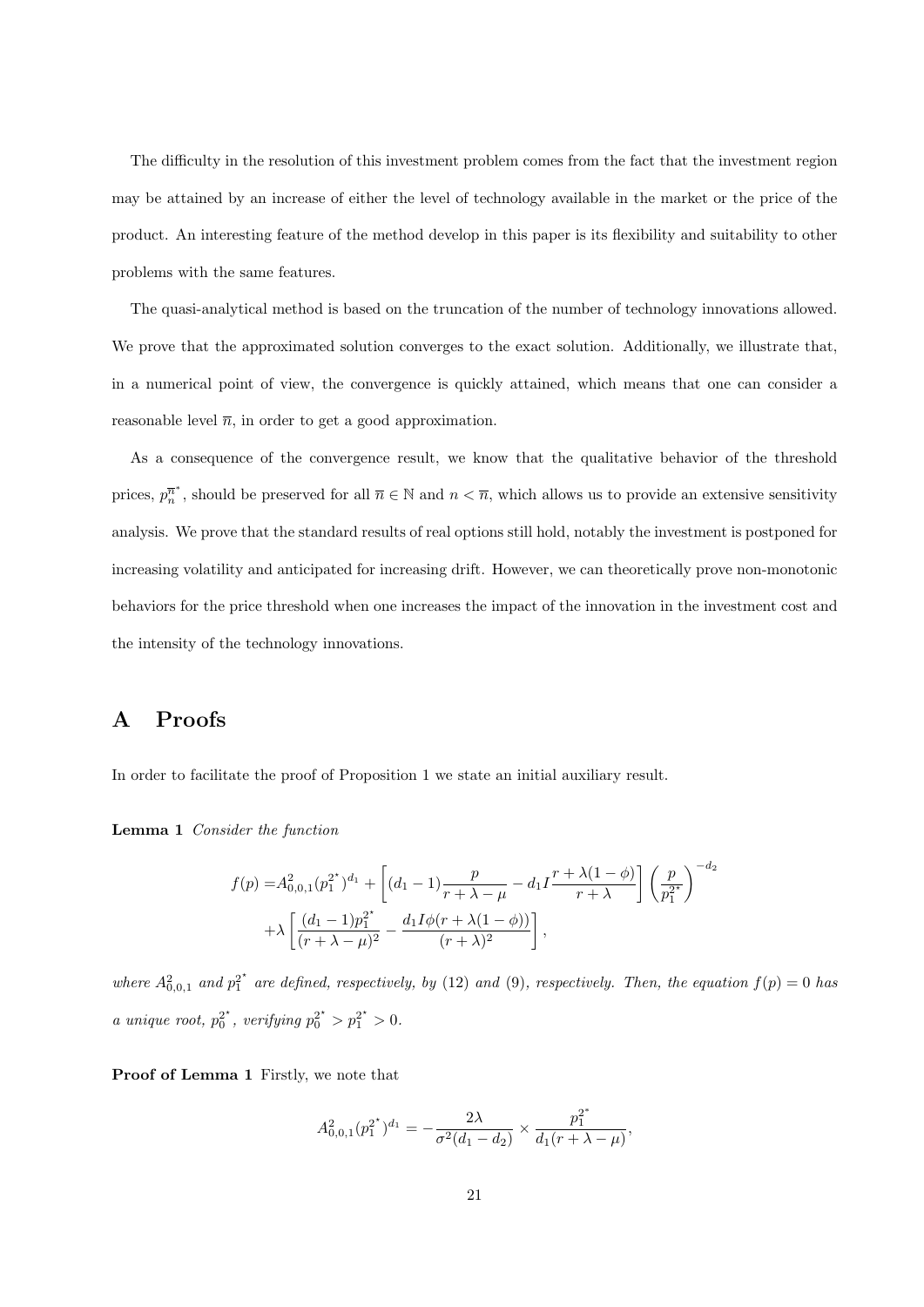The difficulty in the resolution of this investment problem comes from the fact that the investment region may be attained by an increase of either the level of technology available in the market or the price of the product. An interesting feature of the method develop in this paper is its flexibility and suitability to other problems with the same features.

The quasi-analytical method is based on the truncation of the number of technology innovations allowed. We prove that the approximated solution converges to the exact solution. Additionally, we illustrate that, in a numerical point of view, the convergence is quickly attained, which means that one can consider a reasonable level $\overline{n}$, in order to get a good approximation.

As a consequence of the convergence result, we know that the qualitative behavior of the threshold prices, $p_n^{\overline{n}^\star}$, should be preserved for all $\overline{n} \in \mathbb{N}$ and $n < \overline{n}$, which allows us to provide an extensive sensitivity analysis. We prove that the standard results of real options still hold, notably the investment is postponed for increasing volatility and anticipated for increasing drift. However, we can theoretically prove non-monotonic behaviors for the price threshold when one increases the impact of the innovation in the investment cost and the intensity of the technology innovations.

# A Proofs

In order to facilitate the proof of Proposition 1 we state an initial auxiliary result.

**Lemma 1** *Consider the function*

$$
\begin{aligned}
f(p) =& A_{0,0,1}^2 (p_1^{2^\star})^{d_1} + \left[(d_1-1)\frac{p}{r+\lambda-\mu} - d_1 I \frac{r+\lambda(1-\phi)}{r+\lambda}\right]\left(\frac{p}{p_1^{2^\star}}\right)^{-d_2} \\
&+\lambda\left[\frac{(d_1-1)p_1^{2^\star}}{(r+\lambda-\mu)^2} - \frac{d_1 I\phi(r+\lambda(1-\phi))}{(r+\lambda)^2}\right],
\end{aligned}
$$

*where $A_{0,0,1}^2$ and $p_1^{2^\star}$ are defined, respectively, by (12) and (9), respectively. Then, the equation $f(p)=0$ has a unique root, $p_0^{2^\star}$, verifying $p_0^{2^\star} > p_1^{2^\star} > 0$.*

**Proof of Lemma 1** Firstly, we note that

$$
A_{0,0,1}^2 (p_1^{2^\star})^{d_1} = -\frac{2\lambda}{\sigma^2(d_1-d_2)} \times \frac{p_1^{2^\star}}{d_1(r+\lambda-\mu)},
$$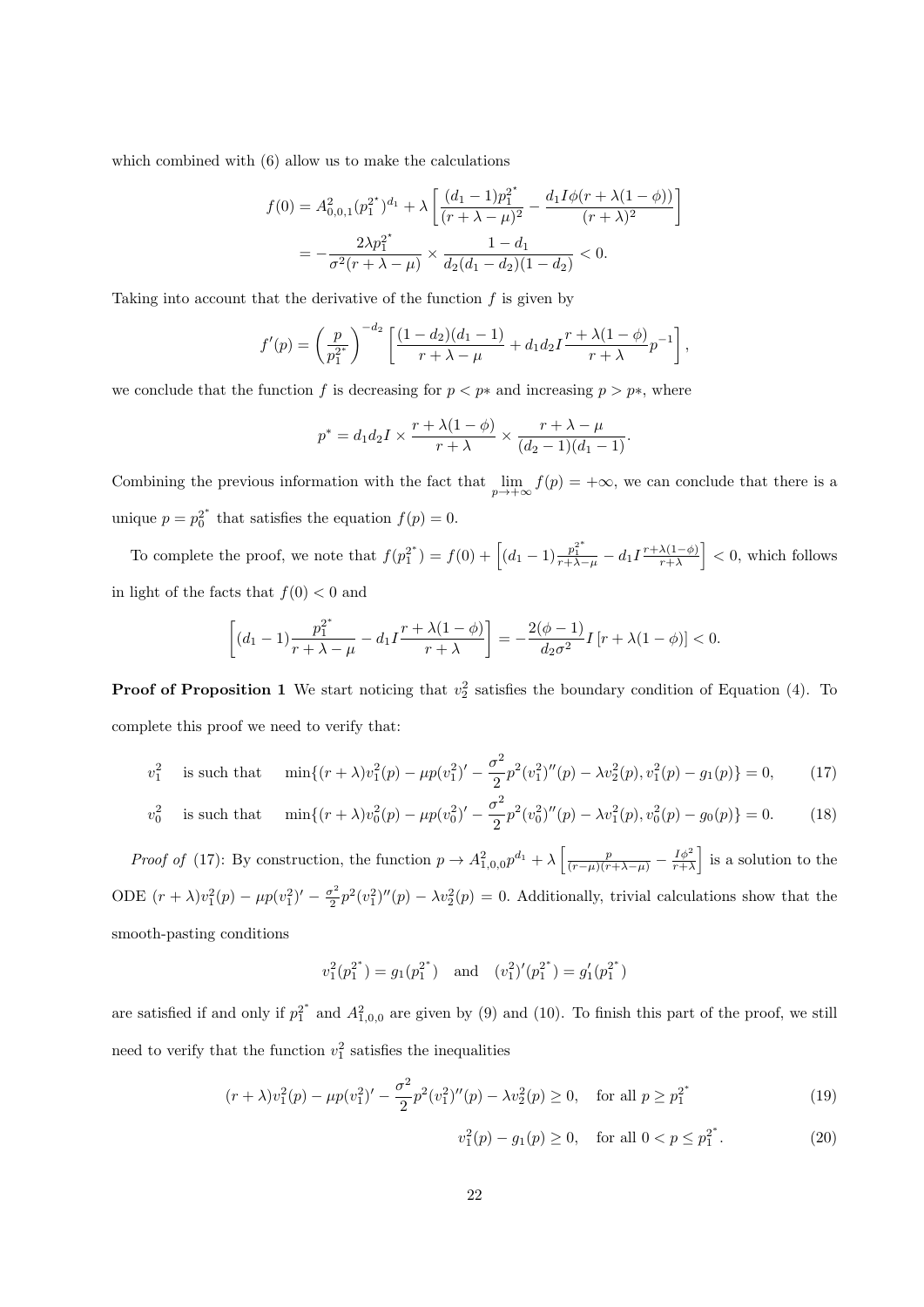which combined with (6) allow us to make the calculations

$$
\begin{aligned}
f(0) &= A^2_{0,0,1}(p_1^{2^*})^{d_1} + \lambda\left[\frac{(d_1-1)p_1^{2^*}}{(r+\lambda-\mu)^2} - \frac{d_1 I\phi(r+\lambda(1-\phi))}{(r+\lambda)^2}\right] \\
&= -\frac{2\lambda p_1^{2^*}}{\sigma^2(r+\lambda-\mu)} \times \frac{1-d_1}{d_2(d_1-d_2)(1-d_2)} < 0.
\end{aligned}
$$

Taking into account that the derivative of the function $f$ is given by

$$
f'(p) = \left(\frac{p}{p_1^{2^*}}\right)^{-d_2}\left[\frac{(1-d_2)(d_1-1)}{r+\lambda-\mu} + d_1 d_2 I \frac{r+\lambda(1-\phi)}{r+\lambda}p^{-1}\right],
$$

we conclude that the function $f$ is decreasing for $p < p*$ and increasing $p > p*$, where

$$
p^* = d_1 d_2 I \times \frac{r+\lambda(1-\phi)}{r+\lambda} \times \frac{r+\lambda-\mu}{(d_2-1)(d_1-1)}.
$$

Combining the previous information with the fact that $\lim_{p\to+\infty} f(p) = +\infty$, we can conclude that there is a unique $p = p_0^{2^*}$ that satisfies the equation $f(p) = 0$.

To complete the proof, we note that $f(p_1^{2^*}) = f(0) + \left[(d_1-1)\frac{p_1^{2^*}}{r+\lambda-\mu} - d_1 I \frac{r+\lambda(1-\phi)}{r+\lambda}\right] < 0$, which follows in light of the facts that $f(0) < 0$ and

$$
\left[(d_1-1)\frac{p_1^{2^*}}{r+\lambda-\mu} - d_1 I \frac{r+\lambda(1-\phi)}{r+\lambda}\right] = -\frac{2(\phi-1)}{d_2\sigma^2} I\left[r+\lambda(1-\phi)\right] < 0.
$$

**Proof of Proposition 1** We start noticing that $v_2^2$ satisfies the boundary condition of Equation (4). To complete this proof we need to verify that:

$$
v_1^2 \quad \text{is such that} \quad \min\{(r+\lambda)v_1^2(p) - \mu p(v_1^2)' - \frac{\sigma^2}{2}p^2(v_1^2)''(p) - \lambda v_2^2(p), v_1^2(p) - g_1(p)\} = 0, \tag{17}
$$

$$
v_0^2 \quad \text{is such that} \quad \min\{(r+\lambda)v_0^2(p) - \mu p(v_0^2)' - \frac{\sigma^2}{2}p^2(v_0^2)''(p) - \lambda v_1^2(p), v_0^2(p) - g_0(p)\} = 0. \tag{18}
$$

*Proof of* (17): By construction, the function $p \to A^2_{1,0,0}p^{d_1} + \lambda\left[\frac{p}{(r-\mu)(r+\lambda-\mu)} - \frac{I\phi^2}{r+\lambda}\right]$ is a solution to the ODE $(r+\lambda)v_1^2(p) - \mu p(v_1^2)' - \frac{\sigma^2}{2}p^2(v_1^2)''(p) - \lambda v_2^2(p) = 0$. Additionally, trivial calculations show that the smooth-pasting conditions

$$
v_1^2(p_1^{2^*}) = g_1(p_1^{2^*}) \quad \text{and} \quad (v_1^2)'(p_1^{2^*}) = g_1'(p_1^{2^*})
$$

are satisfied if and only if $p_1^{2^*}$ and $A^2_{1,0,0}$ are given by (9) and (10). To finish this part of the proof, we still need to verify that the function $v_1^2$ satisfies the inequalities

$$
(r+\lambda)v_1^2(p) - \mu p(v_1^2)' - \frac{\sigma^2}{2}p^2(v_1^2)''(p) - \lambda v_2^2(p) \geq 0, \quad \text{for all } p \geq p_1^{2^*} \tag{19}
$$

$$
v_1^2(p) - g_1(p) \geq 0, \quad \text{for all } 0 < p \leq p_1^{2^*}. \tag{20}
$$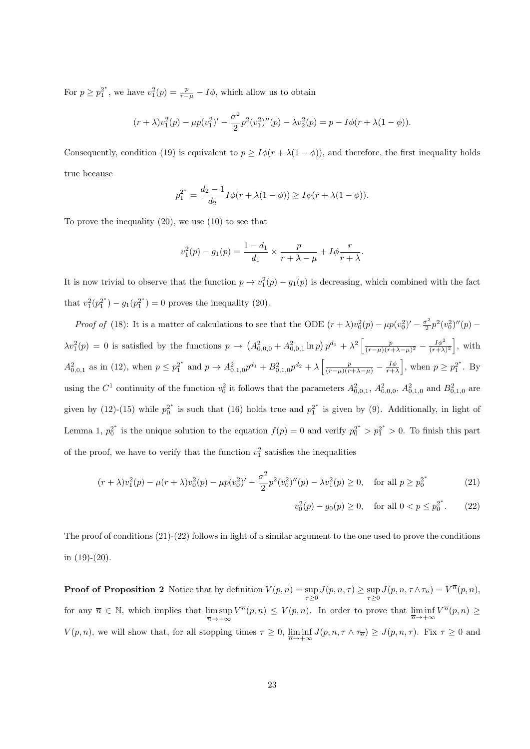For $p \geq p_1^{2^*}$, we have $v_1^2(p) = \frac{p}{r-\mu} - I\phi$, which allow us to obtain

$$(r+\lambda)v_1^2(p) - \mu p(v_1^2)' - \frac{\sigma^2}{2}p^2(v_1^2)''(p) - \lambda v_2^2(p) = p - I\phi(r + \lambda(1-\phi)).$$

Consequently, condition (19) is equivalent to $p \geq I\phi(r+\lambda(1-\phi))$, and therefore, the first inequality holds true because

$$p_1^{2^*} = \frac{d_2 - 1}{d_2} I\phi(r+\lambda(1-\phi)) \geq I\phi(r+\lambda(1-\phi)).$$

To prove the inequality (20), we use (10) to see that

$$v_1^2(p) - g_1(p) = \frac{1-d_1}{d_1} \times \frac{p}{r+\lambda-\mu} + I\phi\frac{r}{r+\lambda}.$$

It is now trivial to observe that the function $p \to v_1^2(p) - g_1(p)$ is decreasing, which combined with the fact that $v_1^2(p_1^{2^*}) - g_1(p_1^{2^*}) = 0$ proves the inequality (20).

*Proof of* (18): It is a matter of calculations to see that the ODE $(r+\lambda)v_0^2(p) - \mu p(v_0^2)' - \frac{\sigma^2}{2}p^2(v_0^2)''(p) - \lambda v_1^2(p) = 0$ is satisfied by the functions $p \to \left(A_{0,0,0}^2 + A_{0,0,1}^2 \ln p\right)p^{d_1} + \lambda^2\left[\frac{p}{(r-\mu)(r+\lambda-\mu)^2} - \frac{I\phi^2}{(r+\lambda)^2}\right]$, with $A_{0,0,1}^2$ as in (12), when $p \leq p_1^{2^*}$ and $p \to A_{0,1,0}^2 p^{d_1} + B_{0,1,0}^2 p^{d_2} + \lambda\left[\frac{p}{(r-\mu)(r+\lambda-\mu)} - \frac{I\phi}{r+\lambda}\right]$, when $p \geq p_1^{2^*}$. By using the $C^1$ continuity of the function $v_0^2$ it follows that the parameters $A_{0,0,1}^2$, $A_{0,0,0}^2$, $A_{0,1,0}^2$ and $B_{0,1,0}^2$ are given by (12)-(15) while $p_0^{2^*}$ is such that (16) holds true and $p_1^{2^*}$ is given by (9). Additionally, in light of Lemma 1, $p_0^{2^*}$ is the unique solution to the equation $f(p) = 0$ and verify $p_0^{2^*} > p_1^{2^*} > 0$. To finish this part of the proof, we have to verify that the function $v_1^2$ satisfies the inequalities

$$(r+\lambda)v_1^2(p) - \mu(r+\lambda)v_0^2(p) - \mu p(v_0^2)' - \frac{\sigma^2}{2}p^2(v_0^2)''(p) - \lambda v_1^2(p) \geq 0, \quad \text{for all } p \geq p_0^{2^*} \tag{21}$$

$$v_0^2(p) - g_0(p) \geq 0, \quad \text{for all } 0 < p \leq p_0^{2^*}. \tag{22}$$

The proof of conditions (21)-(22) follows in light of a similar argument to the one used to prove the conditions in (19)-(20).

**Proof of Proposition 2** Notice that by definition $V(p,n) = \sup\limits_{\tau \geq 0} J(p,n,\tau) \geq \sup\limits_{\tau \geq 0} J(p,n,\tau \wedge \tau_{\overline{n}}) = V^{\overline{n}}(p,n)$, for any $\overline{n} \in \mathbb{N}$, which implies that $\limsup\limits_{\overline{n} \to +\infty} V^{\overline{n}}(p,n) \leq V(p,n)$. In order to prove that $\liminf\limits_{\overline{n} \to +\infty} V^{\overline{n}}(p,n) \geq V(p,n)$, we will show that, for all stopping times $\tau \geq 0$, $\liminf\limits_{\overline{n} \to +\infty} J(p,n,\tau \wedge \tau_{\overline{n}}) \geq J(p,n,\tau)$. Fix $\tau \geq 0$ and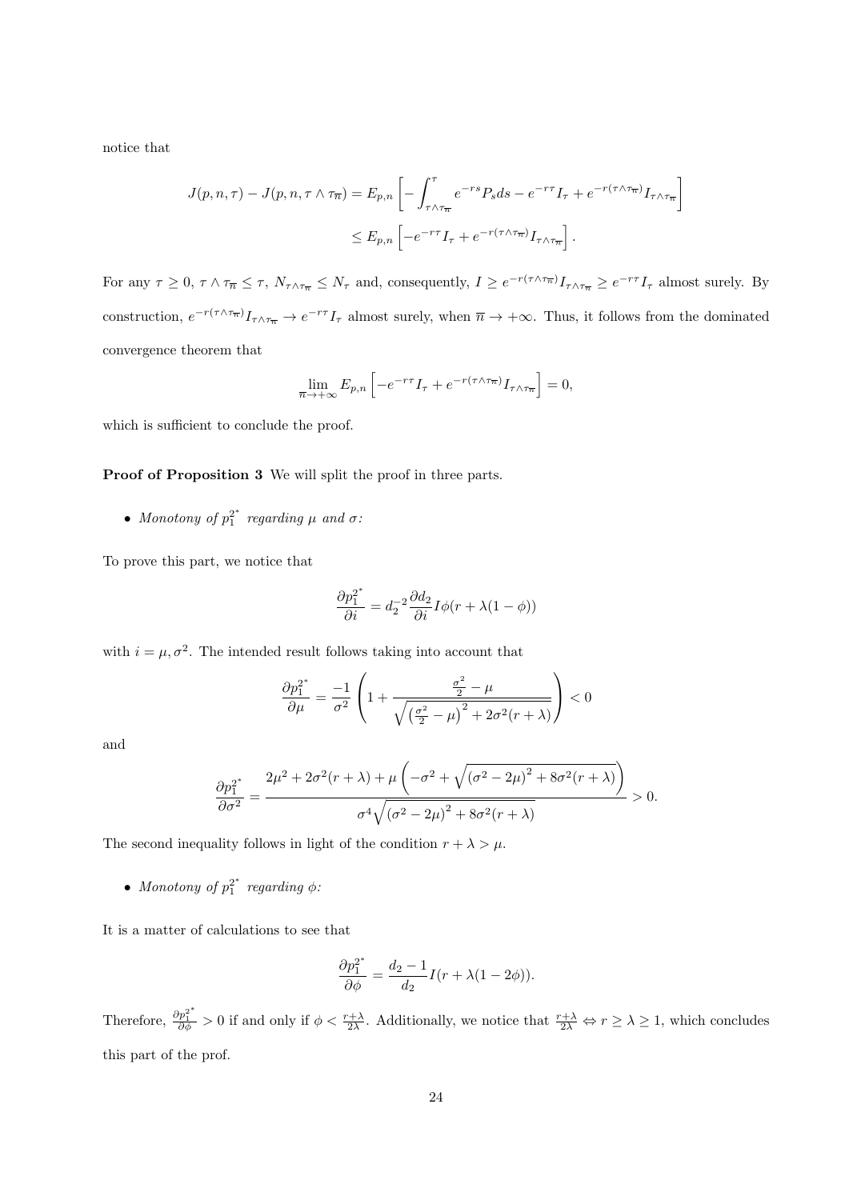notice that

$$J(p,n,\tau) - J(p,n,\tau \wedge \tau_{\overline{n}}) = E_{p,n}\left[ -\int_{\tau\wedge\tau_{\overline{n}}}^{\tau} e^{-rs} P_s ds - e^{-r\tau} I_\tau + e^{-r(\tau\wedge\tau_{\overline{n}})} I_{\tau\wedge\tau_{\overline{n}}} \right]$$

$$\leq E_{p,n}\left[ -e^{-r\tau} I_\tau + e^{-r(\tau\wedge\tau_{\overline{n}})} I_{\tau\wedge\tau_{\overline{n}}} \right].$$

For any $\tau \geq 0$, $\tau \wedge \tau_{\overline{n}} \leq \tau$, $N_{\tau\wedge\tau_{\overline{n}}} \leq N_\tau$ and, consequently, $I \geq e^{-r(\tau\wedge\tau_{\overline{n}})} I_{\tau\wedge\tau_{\overline{n}}} \geq e^{-r\tau} I_\tau$ almost surely. By construction, $e^{-r(\tau\wedge\tau_{\overline{n}})} I_{\tau\wedge\tau_{\overline{n}}} \to e^{-r\tau} I_\tau$ almost surely, when $\overline{n} \to +\infty$. Thus, it follows from the dominated convergence theorem that

$$\lim_{\overline{n}\to+\infty} E_{p,n}\left[ -e^{-r\tau} I_\tau + e^{-r(\tau\wedge\tau_{\overline{n}})} I_{\tau\wedge\tau_{\overline{n}}} \right] = 0,$$

which is sufficient to conclude the proof.

**Proof of Proposition 3** We will split the proof in three parts.

- *Monotony of $p_1^{2^*}$ regarding $\mu$ and $\sigma$:*

To prove this part, we notice that

$$\frac{\partial p_1^{2^*}}{\partial i} = d_2^{-2} \frac{\partial d_2}{\partial i} I\phi(r + \lambda(1-\phi))$$

with $i = \mu, \sigma^2$. The intended result follows taking into account that

$$\frac{\partial p_1^{2^*}}{\partial \mu} = \frac{-1}{\sigma^2}\left( 1 + \frac{\frac{\sigma^2}{2} - \mu}{\sqrt{\left(\frac{\sigma^2}{2} - \mu\right)^2 + 2\sigma^2(r+\lambda)}} \right) < 0$$

and

$$\frac{\partial p_1^{2^*}}{\partial \sigma^2} = \frac{2\mu^2 + 2\sigma^2(r+\lambda) + \mu\left( -\sigma^2 + \sqrt{\left(\sigma^2 - 2\mu\right)^2 + 8\sigma^2(r+\lambda)} \right)}{\sigma^4 \sqrt{\left(\sigma^2 - 2\mu\right)^2 + 8\sigma^2(r+\lambda)}} > 0.$$

The second inequality follows in light of the condition $r + \lambda > \mu$.

- *Monotony of $p_1^{2^*}$ regarding $\phi$:*

It is a matter of calculations to see that

$$\frac{\partial p_1^{2^*}}{\partial \phi} = \frac{d_2 - 1}{d_2} I(r + \lambda(1 - 2\phi)).$$

Therefore, $\frac{\partial p_1^{2^*}}{\partial \phi} > 0$ if and only if $\phi < \frac{r+\lambda}{2\lambda}$. Additionally, we notice that $\frac{r+\lambda}{2\lambda} \Leftrightarrow r \geq \lambda \geq 1$, which concludes this part of the prof.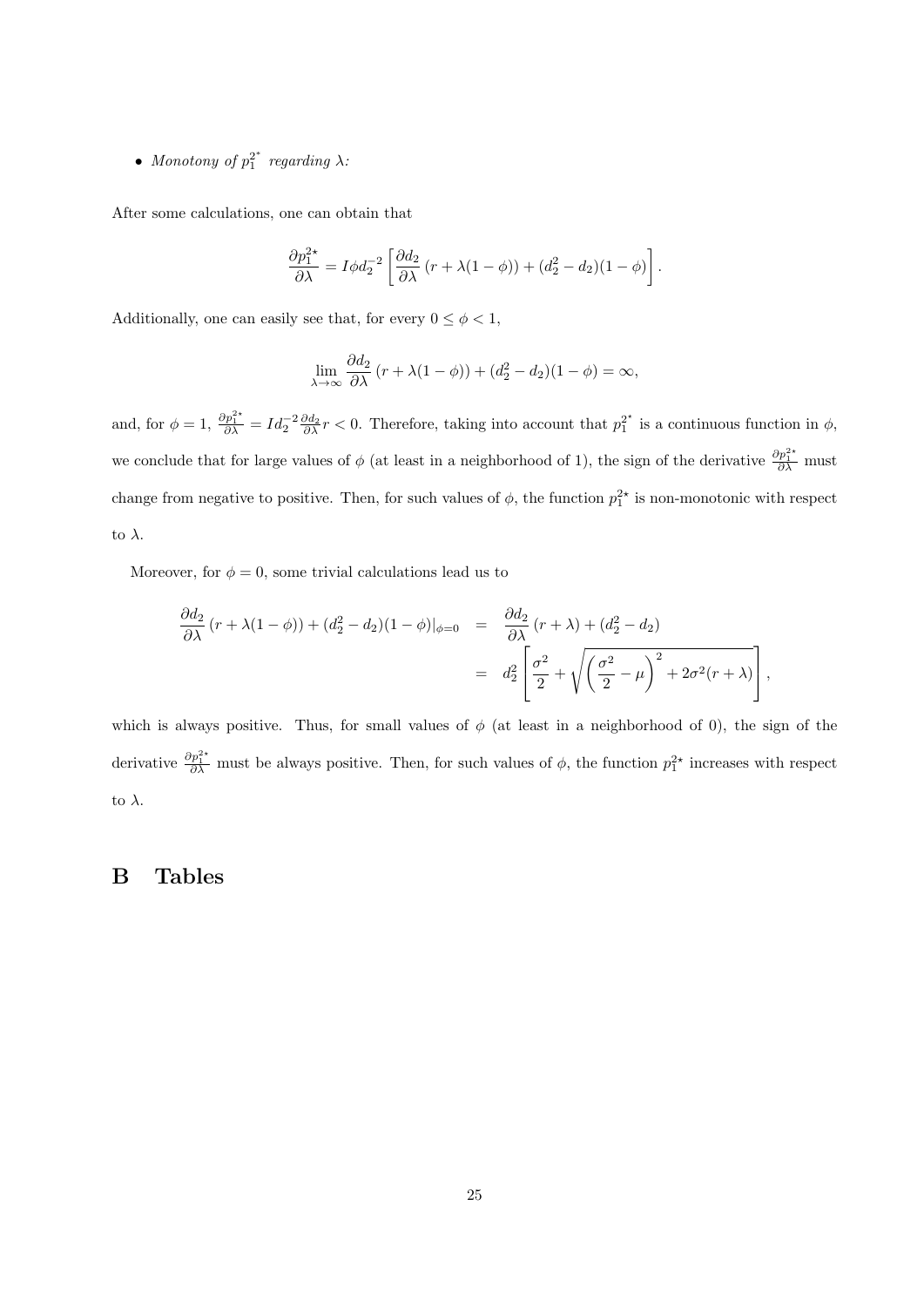- *Monotony of $p_1^{2^*}$ regarding $\lambda$:*

After some calculations, one can obtain that

$$\frac{\partial p_1^{2\star}}{\partial \lambda} = I\phi d_2^{-2}\left[\frac{\partial d_2}{\partial \lambda}\left(r + \lambda(1-\phi)\right) + (d_2^2 - d_2)(1-\phi)\right].$$

Additionally, one can easily see that, for every $0 \leq \phi < 1$,

$$\lim_{\lambda \to \infty} \frac{\partial d_2}{\partial \lambda}\left(r + \lambda(1-\phi)\right) + (d_2^2 - d_2)(1-\phi) = \infty,$$

and, for $\phi = 1$, $\frac{\partial p_1^{2\star}}{\partial \lambda} = I d_2^{-2} \frac{\partial d_2}{\partial \lambda} r < 0$. Therefore, taking into account that $p_1^{2^*}$ is a continuous function in $\phi$, we conclude that for large values of $\phi$ (at least in a neighborhood of 1), the sign of the derivative $\frac{\partial p_1^{2\star}}{\partial \lambda}$ must change from negative to positive. Then, for such values of $\phi$, the function $p_1^{2\star}$ is non-monotonic with respect to $\lambda$.

Moreover, for $\phi = 0$, some trivial calculations lead us to

$$\begin{aligned}
\frac{\partial d_2}{\partial \lambda}\left(r + \lambda(1-\phi)\right) + (d_2^2 - d_2)(1-\phi)|_{\phi=0} &= \frac{\partial d_2}{\partial \lambda}\left(r + \lambda\right) + (d_2^2 - d_2) \\
&= d_2^2\left[\frac{\sigma^2}{2} + \sqrt{\left(\frac{\sigma^2}{2} - \mu\right)^2 + 2\sigma^2(r+\lambda)}\right],
\end{aligned}$$

which is always positive. Thus, for small values of $\phi$ (at least in a neighborhood of 0), the sign of the derivative $\frac{\partial p_1^{2\star}}{\partial \lambda}$ must be always positive. Then, for such values of $\phi$, the function $p_1^{2\star}$ increases with respect to $\lambda$.

# B Tables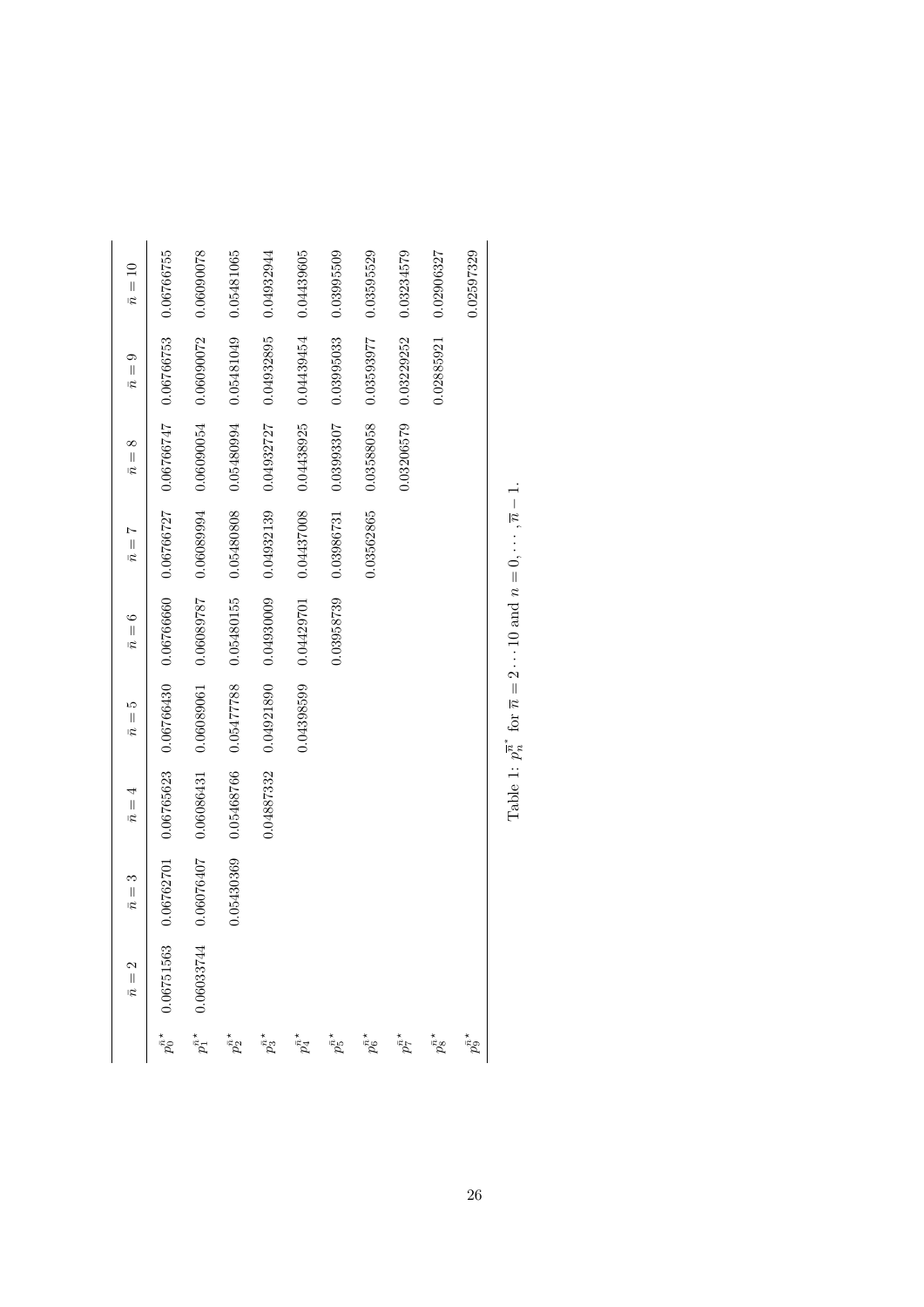|  | $\bar{n}=2$ | $\bar{n}=3$ | $\bar{n}=4$ | $\bar{n}=5$ | $\bar{n}=6$ | $\bar{n}=7$ | $\bar{n}=8$ | $\bar{n}=9$ | $\bar{n}=10$ |
|---|---|---|---|---|---|---|---|---|---|
| $p_0^{\bar{n}^*}$ | 0.06751563 | 0.06762701 | 0.06765623 | 0.06766430 | 0.06766660 | 0.06766727 | 0.06766747 | 0.06766753 | 0.06766755 |
| $p_1^{\bar{n}^*}$ | 0.06033744 | 0.06076407 | 0.06086431 | 0.06089061 | 0.06089787 | 0.06089994 | 0.06090054 | 0.06090072 | 0.06090078 |
| $p_2^{\bar{n}^*}$ |  | 0.05430369 | 0.05468766 | 0.05477788 | 0.05480155 | 0.05480808 | 0.05480994 | 0.05481049 | 0.05481065 |
| $p_3^{\bar{n}^*}$ |  |  | 0.04887332 | 0.04921890 | 0.04930009 | 0.04932139 | 0.04932727 | 0.04932895 | 0.04932944 |
| $p_4^{\bar{n}^*}$ |  |  |  | 0.04398599 | 0.04429701 | 0.04437008 | 0.04438925 | 0.04439454 | 0.04439605 |
| $p_5^{\bar{n}^*}$ |  |  |  |  | 0.03958739 | 0.03986731 | 0.03993307 | 0.03995033 | 0.03995509 |
| $p_6^{\bar{n}^*}$ |  |  |  |  |  | 0.03562865 | 0.03588058 | 0.03593977 | 0.03595529 |
| $p_7^{\bar{n}^*}$ |  |  |  |  |  |  | 0.03206579 | 0.03229252 | 0.03234579 |
| $p_8^{\bar{n}^*}$ |  |  |  |  |  |  |  | 0.02885921 | 0.02906327 |
| $p_9^{\bar{n}^*}$ |  |  |  |  |  |  |  |  | 0.02597329 |

Table 1: $p_n^{\bar{n}^*}$ for $\bar{n}=2\cdots 10$ and $n=0,\cdots,\bar{n}-1$.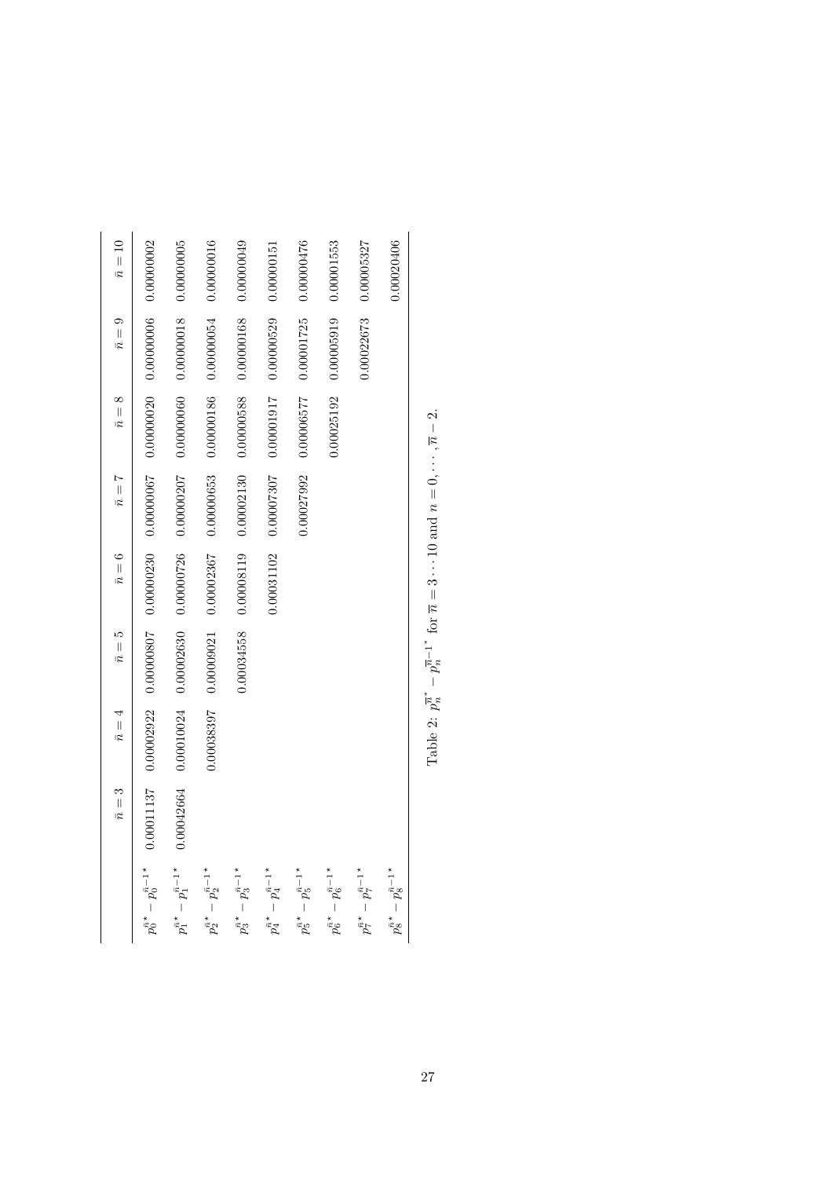| | $\bar{n}=3$ | $\bar{n}=4$ | $\bar{n}=5$ | $\bar{n}=6$ | $\bar{n}=7$ | $\bar{n}=8$ | $\bar{n}=9$ | $\bar{n}=10$ |
|---|---|---|---|---|---|---|---|---|
| $p_0^{\bar{n}*} - p_0^{\bar{n}-1*}$ | 0.00011137 | 0.00002922 | 0.00000807 | 0.00000230 | 0.00000067 | 0.00000020 | 0.00000006 | 0.00000002 |
| $p_1^{\bar{n}*} - p_1^{\bar{n}-1*}$ | 0.00042664 | 0.00010024 | 0.00002630 | 0.00000726 | 0.00000207 | 0.00000060 | 0.00000018 | 0.00000005 |
| $p_2^{\bar{n}*} - p_2^{\bar{n}-1*}$ | | 0.00038397 | 0.00009021 | 0.00002367 | 0.00000653 | 0.00000186 | 0.00000054 | 0.00000016 |
| $p_3^{\bar{n}*} - p_3^{\bar{n}-1*}$ | | | 0.00034558 | 0.00008119 | 0.00002130 | 0.00000588 | 0.00000168 | 0.00000049 |
| $p_4^{\bar{n}*} - p_4^{\bar{n}-1*}$ | | | | 0.00031102 | 0.00007307 | 0.00001917 | 0.00000529 | 0.00000151 |
| $p_5^{\bar{n}*} - p_5^{\bar{n}-1*}$ | | | | | 0.00027992 | 0.00006577 | 0.00001725 | 0.00000476 |
| $p_6^{\bar{n}*} - p_6^{\bar{n}-1*}$ | | | | | | 0.00025192 | 0.00005919 | 0.00001553 |
| $p_7^{\bar{n}*} - p_7^{\bar{n}-1*}$ | | | | | | | 0.00022673 | 0.00005327 |
| $p_8^{\bar{n}*} - p_8^{\bar{n}-1*}$ | | | | | | | | 0.00020406 |

Table 2: $p_n^{\overline{n}^*} - p_n^{\overline{n}-1^*}$ for $\overline{n} = 3 \cdots 10$ and $n = 0, \cdots, \overline{n} - 2$.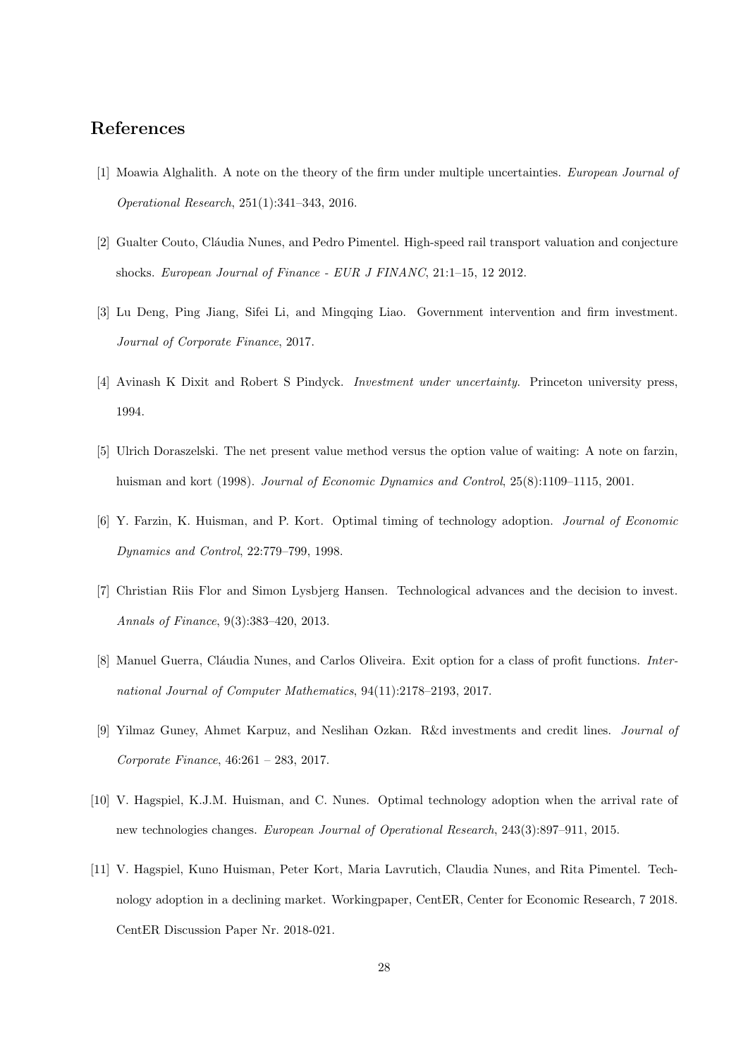## References

[1] Moawia Alghalith. A note on the theory of the firm under multiple uncertainties. *European Journal of Operational Research*, 251(1):341–343, 2016.

[2] Gualter Couto, Cláudia Nunes, and Pedro Pimentel. High-speed rail transport valuation and conjecture shocks. *European Journal of Finance - EUR J FINANC*, 21:1–15, 12 2012.

[3] Lu Deng, Ping Jiang, Sifei Li, and Mingqing Liao. Government intervention and firm investment. *Journal of Corporate Finance*, 2017.

[4] Avinash K Dixit and Robert S Pindyck. *Investment under uncertainty*. Princeton university press, 1994.

[5] Ulrich Doraszelski. The net present value method versus the option value of waiting: A note on farzin, huisman and kort (1998). *Journal of Economic Dynamics and Control*, 25(8):1109–1115, 2001.

[6] Y. Farzin, K. Huisman, and P. Kort. Optimal timing of technology adoption. *Journal of Economic Dynamics and Control*, 22:779–799, 1998.

[7] Christian Riis Flor and Simon Lysbjerg Hansen. Technological advances and the decision to invest. *Annals of Finance*, 9(3):383–420, 2013.

[8] Manuel Guerra, Cláudia Nunes, and Carlos Oliveira. Exit option for a class of profit functions. *International Journal of Computer Mathematics*, 94(11):2178–2193, 2017.

[9] Yilmaz Guney, Ahmet Karpuz, and Neslihan Ozkan. R&d investments and credit lines. *Journal of Corporate Finance*, 46:261 – 283, 2017.

[10] V. Hagspiel, K.J.M. Huisman, and C. Nunes. Optimal technology adoption when the arrival rate of new technologies changes. *European Journal of Operational Research*, 243(3):897–911, 2015.

[11] V. Hagspiel, Kuno Huisman, Peter Kort, Maria Lavrutich, Claudia Nunes, and Rita Pimentel. Technology adoption in a declining market. Workingpaper, CentER, Center for Economic Research, 7 2018. CentER Discussion Paper Nr. 2018-021.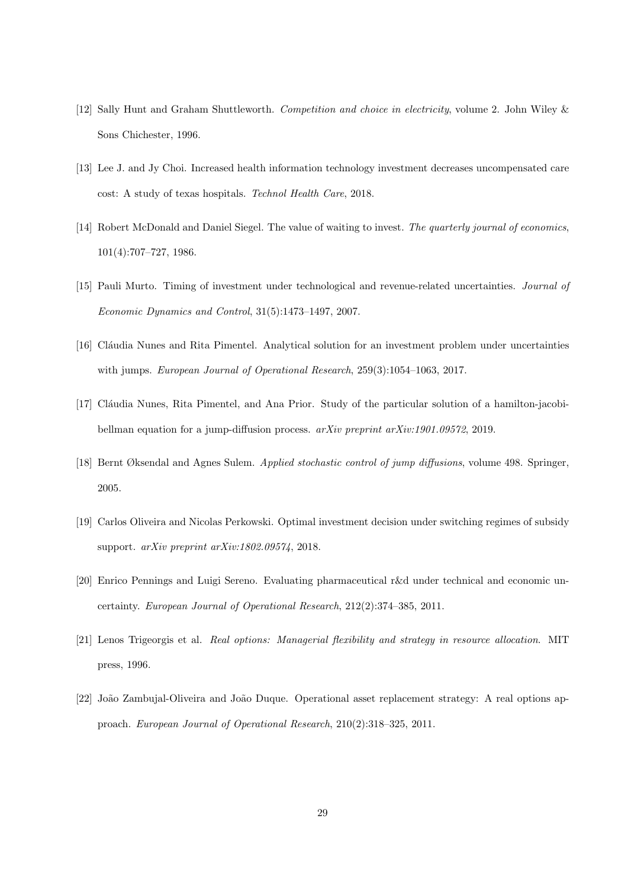[12] Sally Hunt and Graham Shuttleworth. *Competition and choice in electricity*, volume 2. John Wiley & Sons Chichester, 1996.

[13] Lee J. and Jy Choi. Increased health information technology investment decreases uncompensated care cost: A study of texas hospitals. *Technol Health Care*, 2018.

[14] Robert McDonald and Daniel Siegel. The value of waiting to invest. *The quarterly journal of economics*, 101(4):707–727, 1986.

[15] Pauli Murto. Timing of investment under technological and revenue-related uncertainties. *Journal of Economic Dynamics and Control*, 31(5):1473–1497, 2007.

[16] Cláudia Nunes and Rita Pimentel. Analytical solution for an investment problem under uncertainties with jumps. *European Journal of Operational Research*, 259(3):1054–1063, 2017.

[17] Cláudia Nunes, Rita Pimentel, and Ana Prior. Study of the particular solution of a hamilton-jacobi-bellman equation for a jump-diffusion process. *arXiv preprint arXiv:1901.09572*, 2019.

[18] Bernt Øksendal and Agnes Sulem. *Applied stochastic control of jump diffusions*, volume 498. Springer, 2005.

[19] Carlos Oliveira and Nicolas Perkowski. Optimal investment decision under switching regimes of subsidy support. *arXiv preprint arXiv:1802.09574*, 2018.

[20] Enrico Pennings and Luigi Sereno. Evaluating pharmaceutical r&d under technical and economic uncertainty. *European Journal of Operational Research*, 212(2):374–385, 2011.

[21] Lenos Trigeorgis et al. *Real options: Managerial flexibility and strategy in resource allocation.* MIT press, 1996.

[22] João Zambujal-Oliveira and João Duque. Operational asset replacement strategy: A real options approach. *European Journal of Operational Research*, 210(2):318–325, 2011.